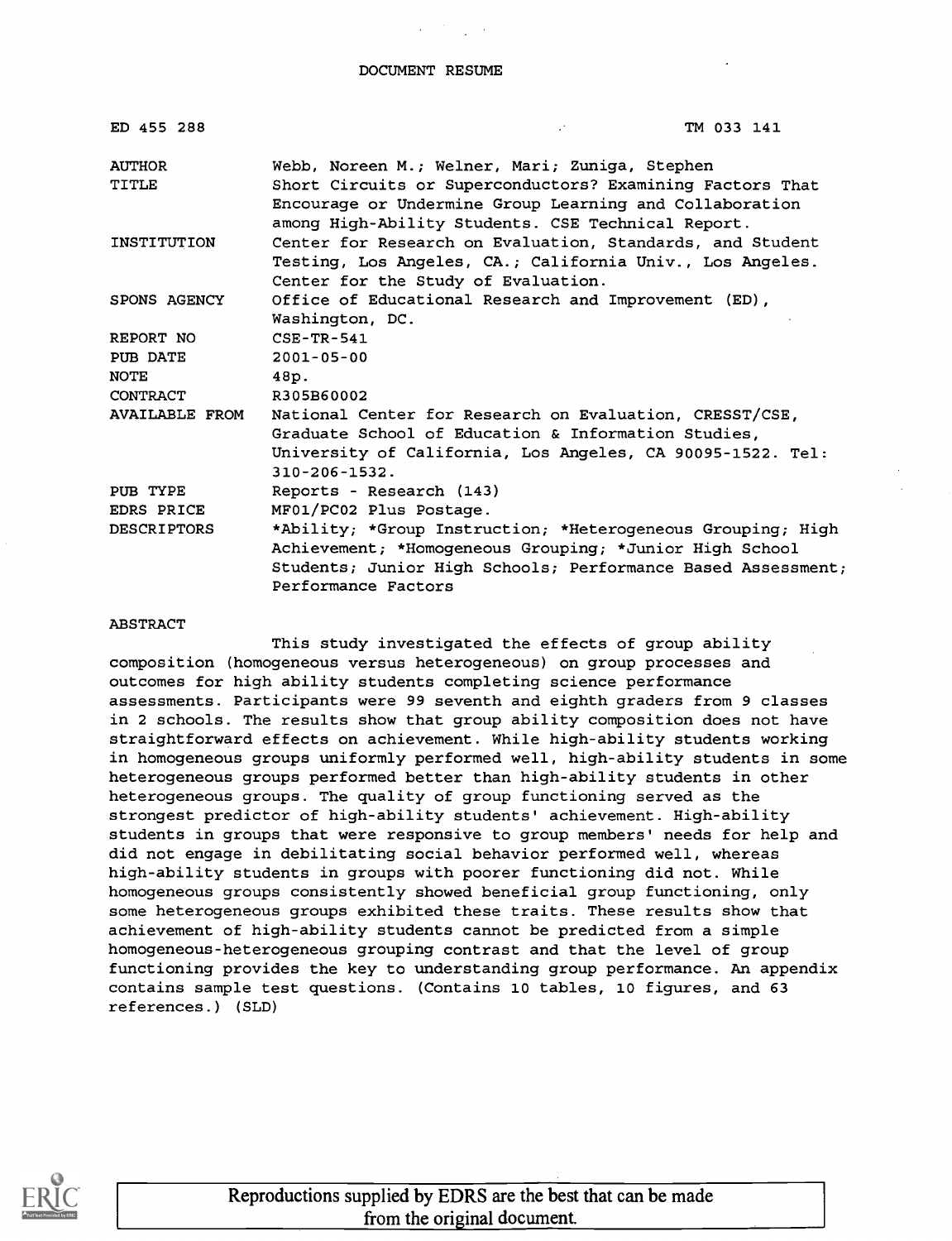DOCUMENT RESUME

ED 455 288 TM 033 141

| | |
|---|---|
| AUTHOR | Webb, Noreen M.; Welner, Mari; Zuniga, Stephen |
| TITLE | Short Circuits or Superconductors? Examining Factors That Encourage or Undermine Group Learning and Collaboration among High-Ability Students. CSE Technical Report. |
| INSTITUTION | Center for Research on Evaluation, Standards, and Student Testing, Los Angeles, CA.; California Univ., Los Angeles. Center for the Study of Evaluation. |
| SPONS AGENCY | Office of Educational Research and Improvement (ED), Washington, DC. |
| REPORT NO | CSE-TR-541 |
| PUB DATE | 2001-05-00 |
| NOTE | 48p. |
| CONTRACT | R305B60002 |
| AVAILABLE FROM | National Center for Research on Evaluation, CRESST/CSE, Graduate School of Education & Information Studies, University of California, Los Angeles, CA 90095-1522. Tel: 310-206-1532. |
| PUB TYPE | Reports - Research (143) |
| EDRS PRICE | MF01/PC02 Plus Postage. |
| DESCRIPTORS | *Ability; *Group Instruction; *Heterogeneous Grouping; High Achievement; *Homogeneous Grouping; *Junior High School Students; Junior High Schools; Performance Based Assessment; Performance Factors |

ABSTRACT

This study investigated the effects of group ability composition (homogeneous versus heterogeneous) on group processes and outcomes for high ability students completing science performance assessments. Participants were 99 seventh and eighth graders from 9 classes in 2 schools. The results show that group ability composition does not have straightforward effects on achievement. While high-ability students working in homogeneous groups uniformly performed well, high-ability students in some heterogeneous groups performed better than high-ability students in other heterogeneous groups. The quality of group functioning served as the strongest predictor of high-ability students' achievement. High-ability students in groups that were responsive to group members' needs for help and did not engage in debilitating social behavior performed well, whereas high-ability students in groups with poorer functioning did not. While homogeneous groups consistently showed beneficial group functioning, only some heterogeneous groups exhibited these traits. These results show that achievement of high-ability students cannot be predicted from a simple homogeneous-heterogeneous grouping contrast and that the level of group functioning provides the key to understanding group performance. An appendix contains sample test questions. (Contains 10 tables, 10 figures, and 63 references.) (SLD)

Reproductions supplied by EDRS are the best that can be made from the original document.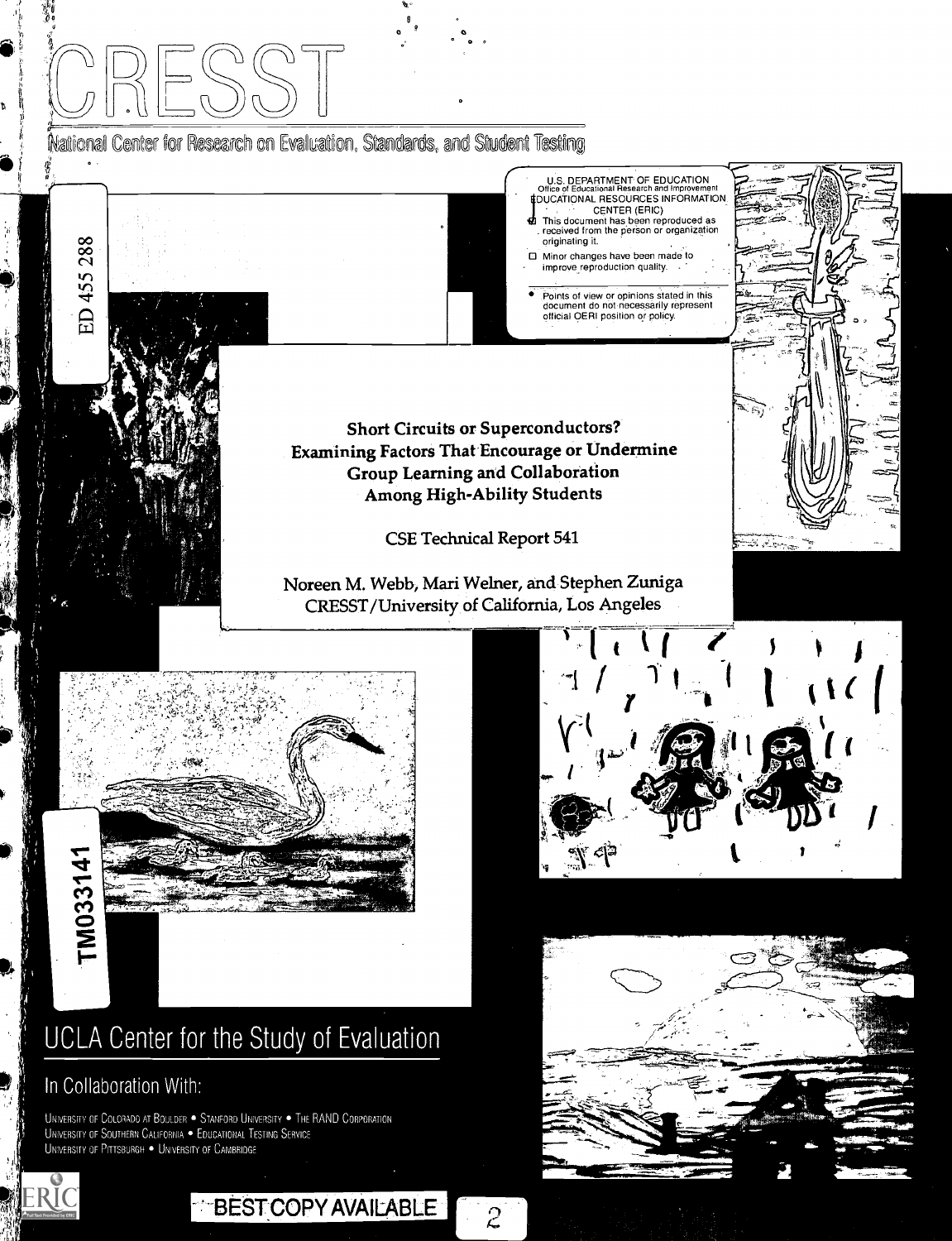# CRESST

National Center for Research on Evaluation, Standards, and Student Testing

U.S. DEPARTMENT OF EDUCATION
Office of Educational Research and Improvement
EDUCATIONAL RESOURCES INFORMATION CENTER (ERIC)

- This document has been reproduced as received from the person or organization originating it.
- Minor changes have been made to improve reproduction quality.
- Points of view or opinions stated in this document do not necessarily represent official OERI position or policy.

ED 455 288

**Short Circuits or Superconductors? Examining Factors That Encourage or Undermine Group Learning and Collaboration Among High-Ability Students**

CSE Technical Report 541

Noreen M. Webb, Mari Welner, and Stephen Zuniga
CRESST/University of California, Los Angeles

TM033141

## UCLA Center for the Study of Evaluation

In Collaboration With:

University of Colorado at Boulder • Stanford University • The RAND Corporation
University of Southern California • Educational Testing Service
University of Pittsburgh • University of Cambridge

BEST COPY AVAILABLE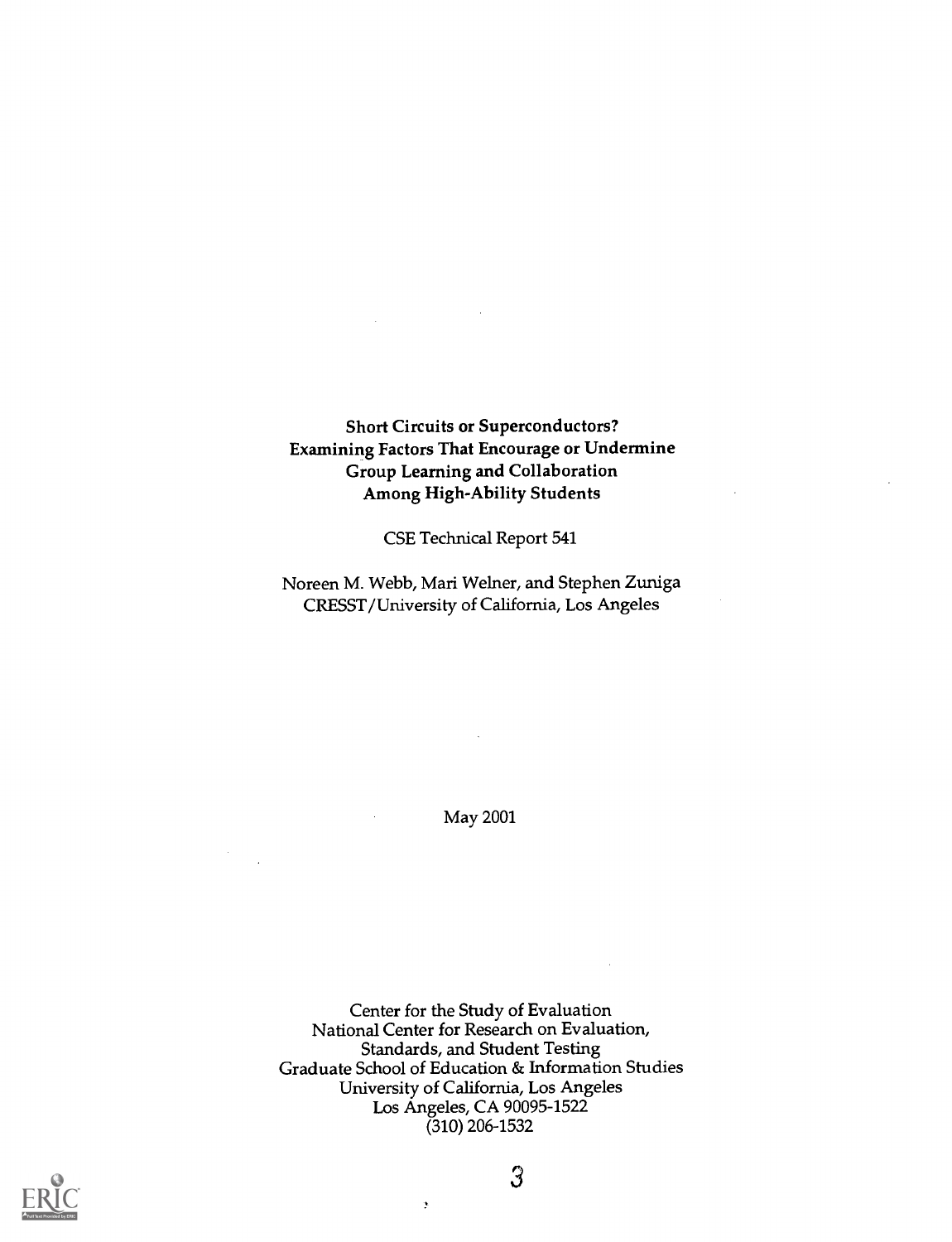**Short Circuits or Superconductors?**
**Examining Factors That Encourage or Undermine**
**Group Learning and Collaboration**
**Among High-Ability Students**

CSE Technical Report 541

Noreen M. Webb, Mari Welner, and Stephen Zuniga
CRESST/University of California, Los Angeles

May 2001

Center for the Study of Evaluation
National Center for Research on Evaluation,
Standards, and Student Testing
Graduate School of Education & Information Studies
University of California, Los Angeles
Los Angeles, CA 90095-1522
(310) 206-1532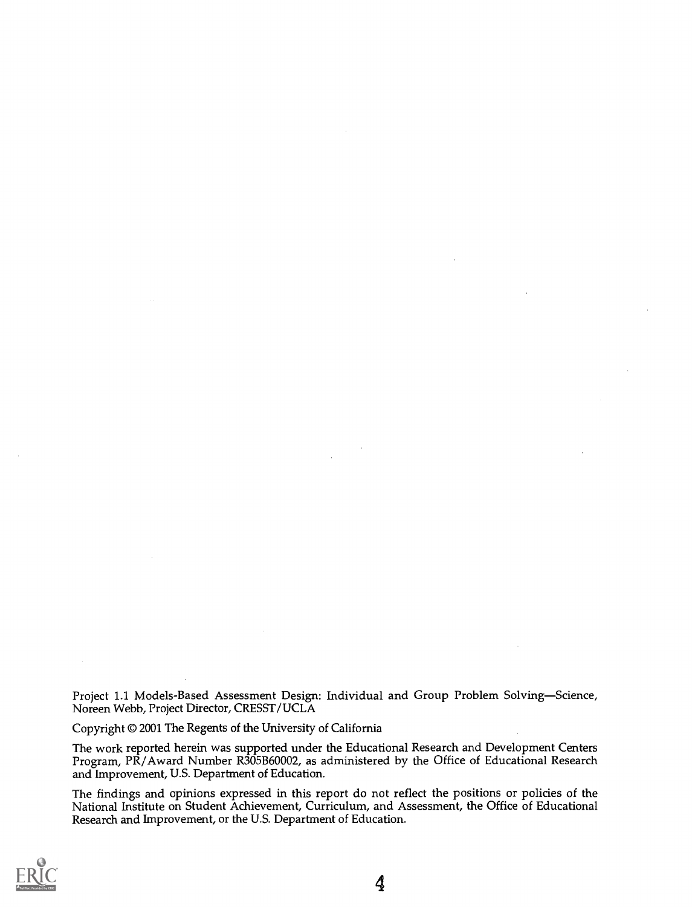Project 1.1 Models-Based Assessment Design: Individual and Group Problem Solving—Science, Noreen Webb, Project Director, CRESST/UCLA

Copyright © 2001 The Regents of the University of California

The work reported herein was supported under the Educational Research and Development Centers Program, PR/Award Number R305B60002, as administered by the Office of Educational Research and Improvement, U.S. Department of Education.

The findings and opinions expressed in this report do not reflect the positions or policies of the National Institute on Student Achievement, Curriculum, and Assessment, the Office of Educational Research and Improvement, or the U.S. Department of Education.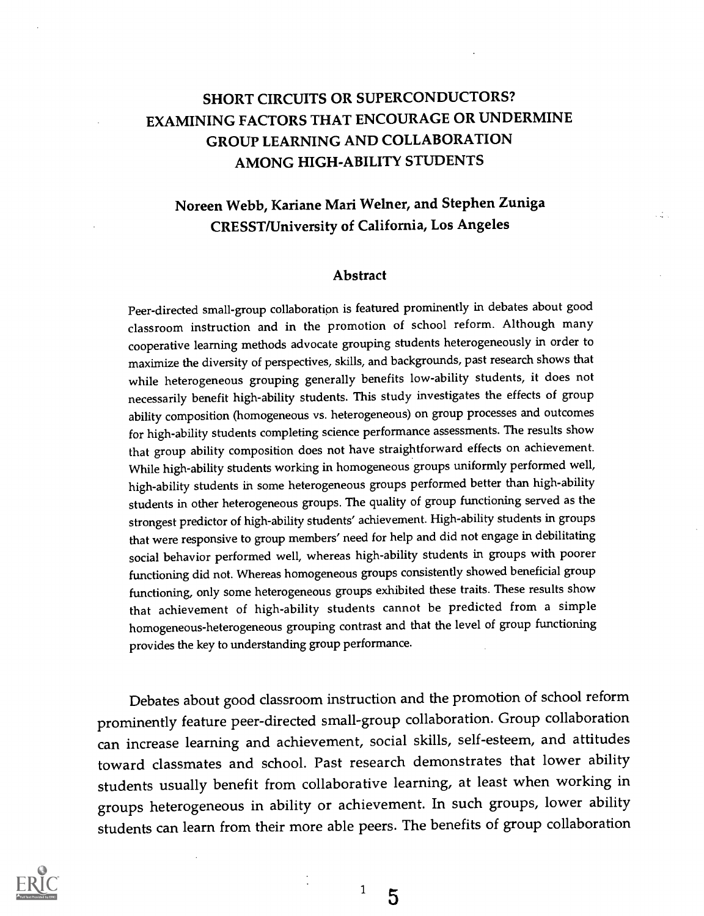# SHORT CIRCUITS OR SUPERCONDUCTORS? EXAMINING FACTORS THAT ENCOURAGE OR UNDERMINE GROUP LEARNING AND COLLABORATION AMONG HIGH-ABILITY STUDENTS

## Noreen Webb, Kariane Mari Welner, and Stephen Zuniga
## CRESST/University of California, Los Angeles

### Abstract

Peer-directed small-group collaboration is featured prominently in debates about good classroom instruction and in the promotion of school reform. Although many cooperative learning methods advocate grouping students heterogeneously in order to maximize the diversity of perspectives, skills, and backgrounds, past research shows that while heterogeneous grouping generally benefits low-ability students, it does not necessarily benefit high-ability students. This study investigates the effects of group ability composition (homogeneous vs. heterogeneous) on group processes and outcomes for high-ability students completing science performance assessments. The results show that group ability composition does not have straightforward effects on achievement. While high-ability students working in homogeneous groups uniformly performed well, high-ability students in some heterogeneous groups performed better than high-ability students in other heterogeneous groups. The quality of group functioning served as the strongest predictor of high-ability students' achievement. High-ability students in groups that were responsive to group members' need for help and did not engage in debilitating social behavior performed well, whereas high-ability students in groups with poorer functioning did not. Whereas homogeneous groups consistently showed beneficial group functioning, only some heterogeneous groups exhibited these traits. These results show that achievement of high-ability students cannot be predicted from a simple homogeneous-heterogeneous grouping contrast and that the level of group functioning provides the key to understanding group performance.

Debates about good classroom instruction and the promotion of school reform prominently feature peer-directed small-group collaboration. Group collaboration can increase learning and achievement, social skills, self-esteem, and attitudes toward classmates and school. Past research demonstrates that lower ability students usually benefit from collaborative learning, at least when working in groups heterogeneous in ability or achievement. In such groups, lower ability students can learn from their more able peers. The benefits of group collaboration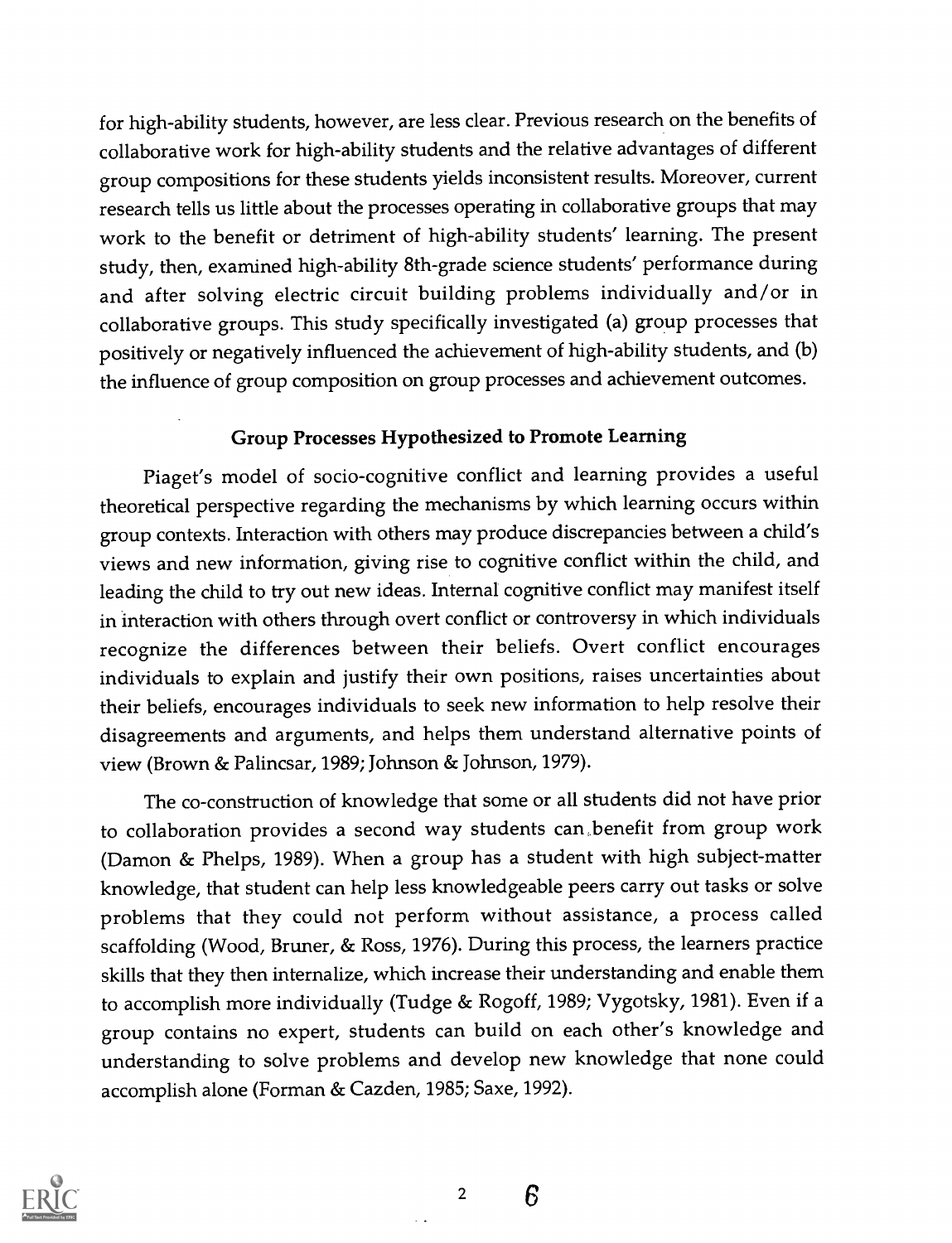for high-ability students, however, are less clear. Previous research on the benefits of collaborative work for high-ability students and the relative advantages of different group compositions for these students yields inconsistent results. Moreover, current research tells us little about the processes operating in collaborative groups that may work to the benefit or detriment of high-ability students' learning. The present study, then, examined high-ability 8th-grade science students' performance during and after solving electric circuit building problems individually and/or in collaborative groups. This study specifically investigated (a) group processes that positively or negatively influenced the achievement of high-ability students, and (b) the influence of group composition on group processes and achievement outcomes.

## Group Processes Hypothesized to Promote Learning

Piaget's model of socio-cognitive conflict and learning provides a useful theoretical perspective regarding the mechanisms by which learning occurs within group contexts. Interaction with others may produce discrepancies between a child's views and new information, giving rise to cognitive conflict within the child, and leading the child to try out new ideas. Internal cognitive conflict may manifest itself in interaction with others through overt conflict or controversy in which individuals recognize the differences between their beliefs. Overt conflict encourages individuals to explain and justify their own positions, raises uncertainties about their beliefs, encourages individuals to seek new information to help resolve their disagreements and arguments, and helps them understand alternative points of view (Brown & Palincsar, 1989; Johnson & Johnson, 1979).

The co-construction of knowledge that some or all students did not have prior to collaboration provides a second way students can benefit from group work (Damon & Phelps, 1989). When a group has a student with high subject-matter knowledge, that student can help less knowledgeable peers carry out tasks or solve problems that they could not perform without assistance, a process called scaffolding (Wood, Bruner, & Ross, 1976). During this process, the learners practice skills that they then internalize, which increase their understanding and enable them to accomplish more individually (Tudge & Rogoff, 1989; Vygotsky, 1981). Even if a group contains no expert, students can build on each other's knowledge and understanding to solve problems and develop new knowledge that none could accomplish alone (Forman & Cazden, 1985; Saxe, 1992).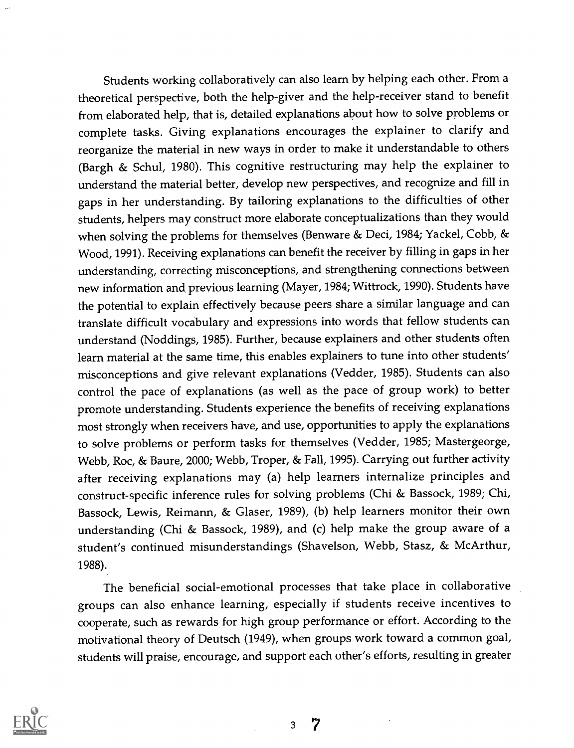Students working collaboratively can also learn by helping each other. From a theoretical perspective, both the help-giver and the help-receiver stand to benefit from elaborated help, that is, detailed explanations about how to solve problems or complete tasks. Giving explanations encourages the explainer to clarify and reorganize the material in new ways in order to make it understandable to others (Bargh & Schul, 1980). This cognitive restructuring may help the explainer to understand the material better, develop new perspectives, and recognize and fill in gaps in her understanding. By tailoring explanations to the difficulties of other students, helpers may construct more elaborate conceptualizations than they would when solving the problems for themselves (Benware & Deci, 1984; Yackel, Cobb, & Wood, 1991). Receiving explanations can benefit the receiver by filling in gaps in her understanding, correcting misconceptions, and strengthening connections between new information and previous learning (Mayer, 1984; Wittrock, 1990). Students have the potential to explain effectively because peers share a similar language and can translate difficult vocabulary and expressions into words that fellow students can understand (Noddings, 1985). Further, because explainers and other students often learn material at the same time, this enables explainers to tune into other students' misconceptions and give relevant explanations (Vedder, 1985). Students can also control the pace of explanations (as well as the pace of group work) to better promote understanding. Students experience the benefits of receiving explanations most strongly when receivers have, and use, opportunities to apply the explanations to solve problems or perform tasks for themselves (Vedder, 1985; Mastergeorge, Webb, Roc, & Baure, 2000; Webb, Troper, & Fall, 1995). Carrying out further activity after receiving explanations may (a) help learners internalize principles and construct-specific inference rules for solving problems (Chi & Bassock, 1989; Chi, Bassock, Lewis, Reimann, & Glaser, 1989), (b) help learners monitor their own understanding (Chi & Bassock, 1989), and (c) help make the group aware of a student's continued misunderstandings (Shavelson, Webb, Stasz, & McArthur, 1988).

The beneficial social-emotional processes that take place in collaborative groups can also enhance learning, especially if students receive incentives to cooperate, such as rewards for high group performance or effort. According to the motivational theory of Deutsch (1949), when groups work toward a common goal, students will praise, encourage, and support each other's efforts, resulting in greater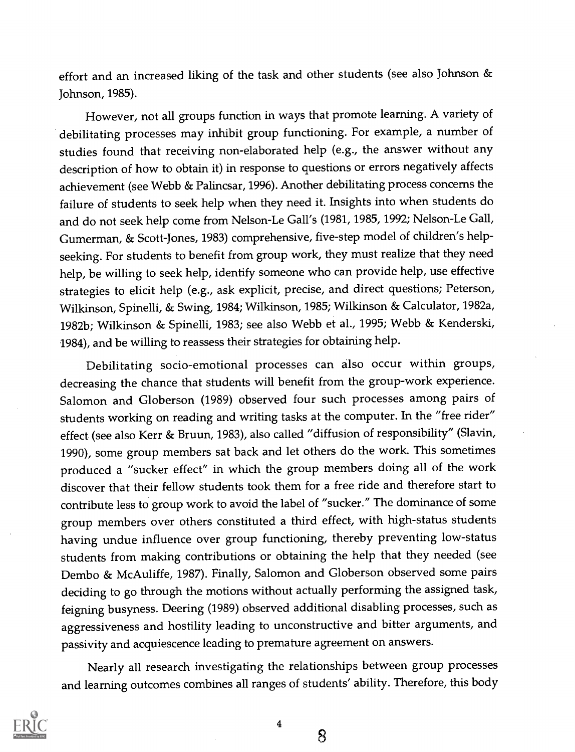effort and an increased liking of the task and other students (see also Johnson & Johnson, 1985).

However, not all groups function in ways that promote learning. A variety of debilitating processes may inhibit group functioning. For example, a number of studies found that receiving non-elaborated help (e.g., the answer without any description of how to obtain it) in response to questions or errors negatively affects achievement (see Webb & Palincsar, 1996). Another debilitating process concerns the failure of students to seek help when they need it. Insights into when students do and do not seek help come from Nelson-Le Gall's (1981, 1985, 1992; Nelson-Le Gall, Gumerman, & Scott-Jones, 1983) comprehensive, five-step model of children's help-seeking. For students to benefit from group work, they must realize that they need help, be willing to seek help, identify someone who can provide help, use effective strategies to elicit help (e.g., ask explicit, precise, and direct questions; Peterson, Wilkinson, Spinelli, & Swing, 1984; Wilkinson, 1985; Wilkinson & Calculator, 1982a, 1982b; Wilkinson & Spinelli, 1983; see also Webb et al., 1995; Webb & Kenderski, 1984), and be willing to reassess their strategies for obtaining help.

Debilitating socio-emotional processes can also occur within groups, decreasing the chance that students will benefit from the group-work experience. Salomon and Globerson (1989) observed four such processes among pairs of students working on reading and writing tasks at the computer. In the "free rider" effect (see also Kerr & Bruun, 1983), also called "diffusion of responsibility" (Slavin, 1990), some group members sat back and let others do the work. This sometimes produced a "sucker effect" in which the group members doing all of the work discover that their fellow students took them for a free ride and therefore start to contribute less to group work to avoid the label of "sucker." The dominance of some group members over others constituted a third effect, with high-status students having undue influence over group functioning, thereby preventing low-status students from making contributions or obtaining the help that they needed (see Dembo & McAuliffe, 1987). Finally, Salomon and Globerson observed some pairs deciding to go through the motions without actually performing the assigned task, feigning busyness. Deering (1989) observed additional disabling processes, such as aggressiveness and hostility leading to unconstructive and bitter arguments, and passivity and acquiescence leading to premature agreement on answers.

Nearly all research investigating the relationships between group processes and learning outcomes combines all ranges of students' ability. Therefore, this body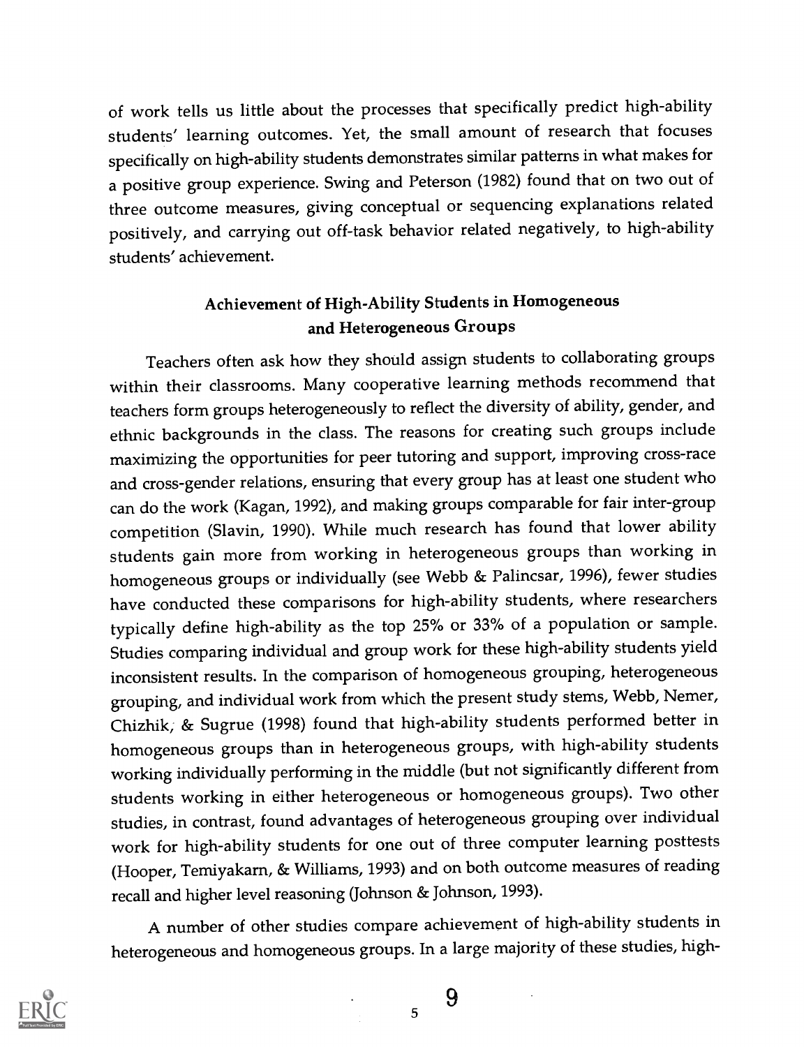of work tells us little about the processes that specifically predict high-ability students' learning outcomes. Yet, the small amount of research that focuses specifically on high-ability students demonstrates similar patterns in what makes for a positive group experience. Swing and Peterson (1982) found that on two out of three outcome measures, giving conceptual or sequencing explanations related positively, and carrying out off-task behavior related negatively, to high-ability students' achievement.

## Achievement of High-Ability Students in Homogeneous and Heterogeneous Groups

Teachers often ask how they should assign students to collaborating groups within their classrooms. Many cooperative learning methods recommend that teachers form groups heterogeneously to reflect the diversity of ability, gender, and ethnic backgrounds in the class. The reasons for creating such groups include maximizing the opportunities for peer tutoring and support, improving cross-race and cross-gender relations, ensuring that every group has at least one student who can do the work (Kagan, 1992), and making groups comparable for fair inter-group competition (Slavin, 1990). While much research has found that lower ability students gain more from working in heterogeneous groups than working in homogeneous groups or individually (see Webb & Palincsar, 1996), fewer studies have conducted these comparisons for high-ability students, where researchers typically define high-ability as the top 25% or 33% of a population or sample. Studies comparing individual and group work for these high-ability students yield inconsistent results. In the comparison of homogeneous grouping, heterogeneous grouping, and individual work from which the present study stems, Webb, Nemer, Chizhik, & Sugrue (1998) found that high-ability students performed better in homogeneous groups than in heterogeneous groups, with high-ability students working individually performing in the middle (but not significantly different from students working in either heterogeneous or homogeneous groups). Two other studies, in contrast, found advantages of heterogeneous grouping over individual work for high-ability students for one out of three computer learning posttests (Hooper, Temiyakarn, & Williams, 1993) and on both outcome measures of reading recall and higher level reasoning (Johnson & Johnson, 1993).

A number of other studies compare achievement of high-ability students in heterogeneous and homogeneous groups. In a large majority of these studies, high-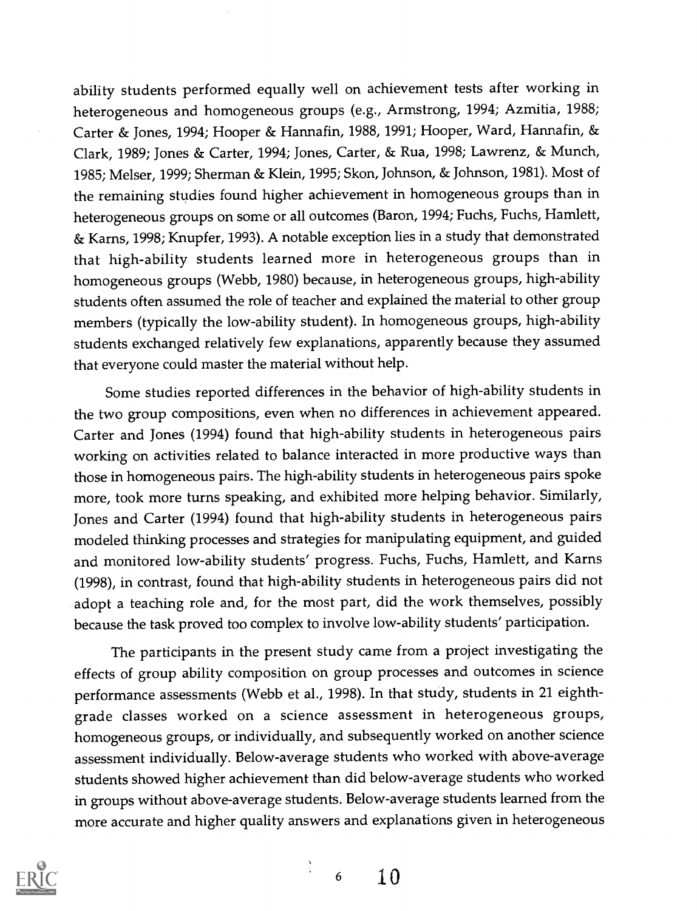ability students performed equally well on achievement tests after working in heterogeneous and homogeneous groups (e.g., Armstrong, 1994; Azmitia, 1988; Carter & Jones, 1994; Hooper & Hannafin, 1988, 1991; Hooper, Ward, Hannafin, & Clark, 1989; Jones & Carter, 1994; Jones, Carter, & Rua, 1998; Lawrenz, & Munch, 1985; Melser, 1999; Sherman & Klein, 1995; Skon, Johnson, & Johnson, 1981). Most of the remaining studies found higher achievement in homogeneous groups than in heterogeneous groups on some or all outcomes (Baron, 1994; Fuchs, Fuchs, Hamlett, & Karns, 1998; Knupfer, 1993). A notable exception lies in a study that demonstrated that high-ability students learned more in heterogeneous groups than in homogeneous groups (Webb, 1980) because, in heterogeneous groups, high-ability students often assumed the role of teacher and explained the material to other group members (typically the low-ability student). In homogeneous groups, high-ability students exchanged relatively few explanations, apparently because they assumed that everyone could master the material without help.

Some studies reported differences in the behavior of high-ability students in the two group compositions, even when no differences in achievement appeared. Carter and Jones (1994) found that high-ability students in heterogeneous pairs working on activities related to balance interacted in more productive ways than those in homogeneous pairs. The high-ability students in heterogeneous pairs spoke more, took more turns speaking, and exhibited more helping behavior. Similarly, Jones and Carter (1994) found that high-ability students in heterogeneous pairs modeled thinking processes and strategies for manipulating equipment, and guided and monitored low-ability students' progress. Fuchs, Fuchs, Hamlett, and Karns (1998), in contrast, found that high-ability students in heterogeneous pairs did not adopt a teaching role and, for the most part, did the work themselves, possibly because the task proved too complex to involve low-ability students' participation.

The participants in the present study came from a project investigating the effects of group ability composition on group processes and outcomes in science performance assessments (Webb et al., 1998). In that study, students in 21 eighth-grade classes worked on a science assessment in heterogeneous groups, homogeneous groups, or individually, and subsequently worked on another science assessment individually. Below-average students who worked with above-average students showed higher achievement than did below-average students who worked in groups without above-average students. Below-average students learned from the more accurate and higher quality answers and explanations given in heterogeneous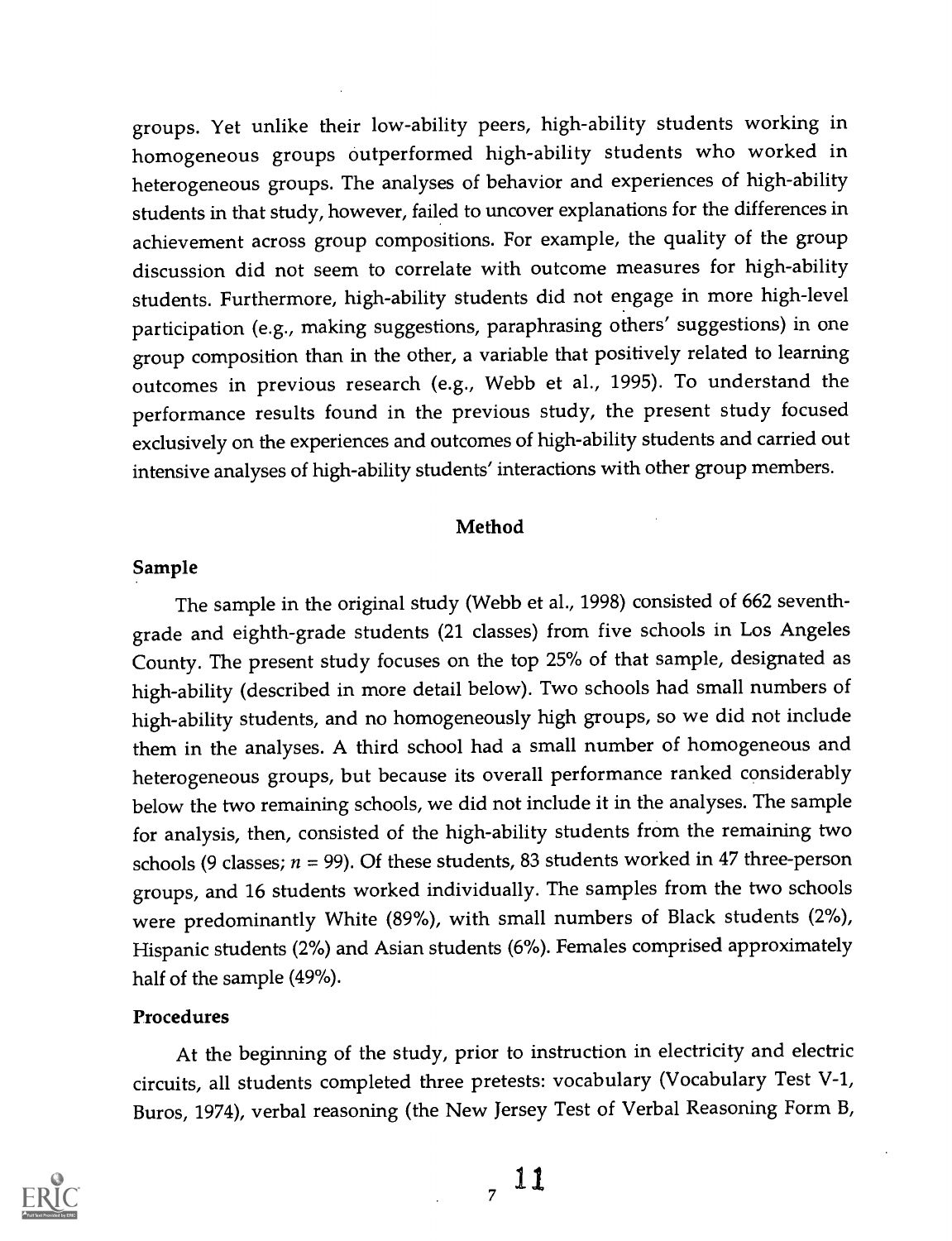groups. Yet unlike their low-ability peers, high-ability students working in homogeneous groups outperformed high-ability students who worked in heterogeneous groups. The analyses of behavior and experiences of high-ability students in that study, however, failed to uncover explanations for the differences in achievement across group compositions. For example, the quality of the group discussion did not seem to correlate with outcome measures for high-ability students. Furthermore, high-ability students did not engage in more high-level participation (e.g., making suggestions, paraphrasing others' suggestions) in one group composition than in the other, a variable that positively related to learning outcomes in previous research (e.g., Webb et al., 1995). To understand the performance results found in the previous study, the present study focused exclusively on the experiences and outcomes of high-ability students and carried out intensive analyses of high-ability students' interactions with other group members.

## Method

### Sample

The sample in the original study (Webb et al., 1998) consisted of 662 seventh-grade and eighth-grade students (21 classes) from five schools in Los Angeles County. The present study focuses on the top 25% of that sample, designated as high-ability (described in more detail below). Two schools had small numbers of high-ability students, and no homogeneously high groups, so we did not include them in the analyses. A third school had a small number of homogeneous and heterogeneous groups, but because its overall performance ranked considerably below the two remaining schools, we did not include it in the analyses. The sample for analysis, then, consisted of the high-ability students from the remaining two schools (9 classes; $n = 99$). Of these students, 83 students worked in 47 three-person groups, and 16 students worked individually. The samples from the two schools were predominantly White (89%), with small numbers of Black students (2%), Hispanic students (2%) and Asian students (6%). Females comprised approximately half of the sample (49%).

### Procedures

At the beginning of the study, prior to instruction in electricity and electric circuits, all students completed three pretests: vocabulary (Vocabulary Test V-1, Buros, 1974), verbal reasoning (the New Jersey Test of Verbal Reasoning Form B,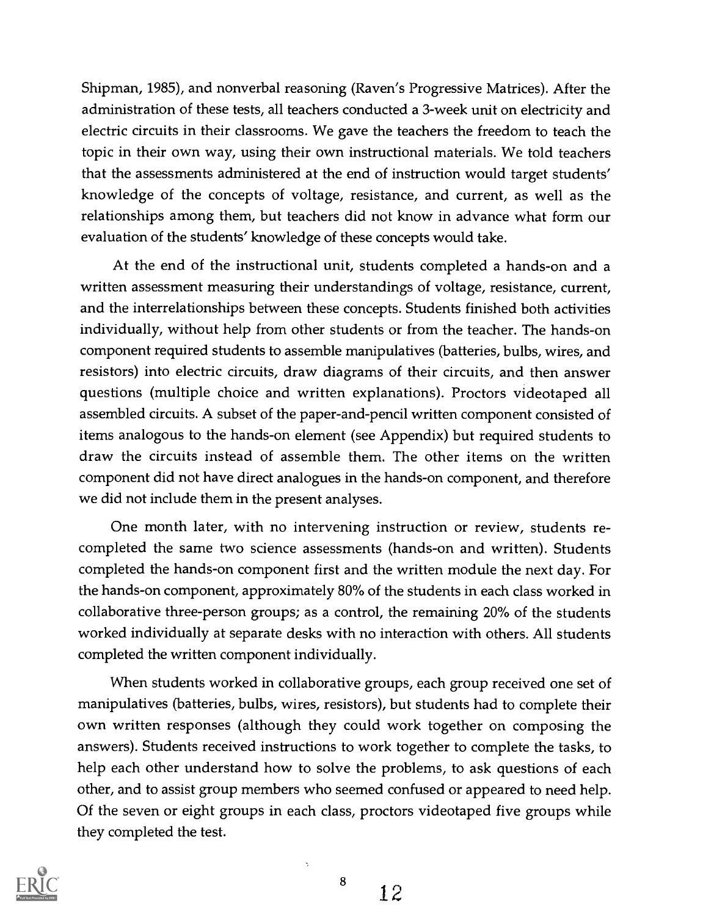Shipman, 1985), and nonverbal reasoning (Raven's Progressive Matrices). After the administration of these tests, all teachers conducted a 3-week unit on electricity and electric circuits in their classrooms. We gave the teachers the freedom to teach the topic in their own way, using their own instructional materials. We told teachers that the assessments administered at the end of instruction would target students' knowledge of the concepts of voltage, resistance, and current, as well as the relationships among them, but teachers did not know in advance what form our evaluation of the students' knowledge of these concepts would take.

At the end of the instructional unit, students completed a hands-on and a written assessment measuring their understandings of voltage, resistance, current, and the interrelationships between these concepts. Students finished both activities individually, without help from other students or from the teacher. The hands-on component required students to assemble manipulatives (batteries, bulbs, wires, and resistors) into electric circuits, draw diagrams of their circuits, and then answer questions (multiple choice and written explanations). Proctors videotaped all assembled circuits. A subset of the paper-and-pencil written component consisted of items analogous to the hands-on element (see Appendix) but required students to draw the circuits instead of assemble them. The other items on the written component did not have direct analogues in the hands-on component, and therefore we did not include them in the present analyses.

One month later, with no intervening instruction or review, students re-completed the same two science assessments (hands-on and written). Students completed the hands-on component first and the written module the next day. For the hands-on component, approximately 80% of the students in each class worked in collaborative three-person groups; as a control, the remaining 20% of the students worked individually at separate desks with no interaction with others. All students completed the written component individually.

When students worked in collaborative groups, each group received one set of manipulatives (batteries, bulbs, wires, resistors), but students had to complete their own written responses (although they could work together on composing the answers). Students received instructions to work together to complete the tasks, to help each other understand how to solve the problems, to ask questions of each other, and to assist group members who seemed confused or appeared to need help. Of the seven or eight groups in each class, proctors videotaped five groups while they completed the test.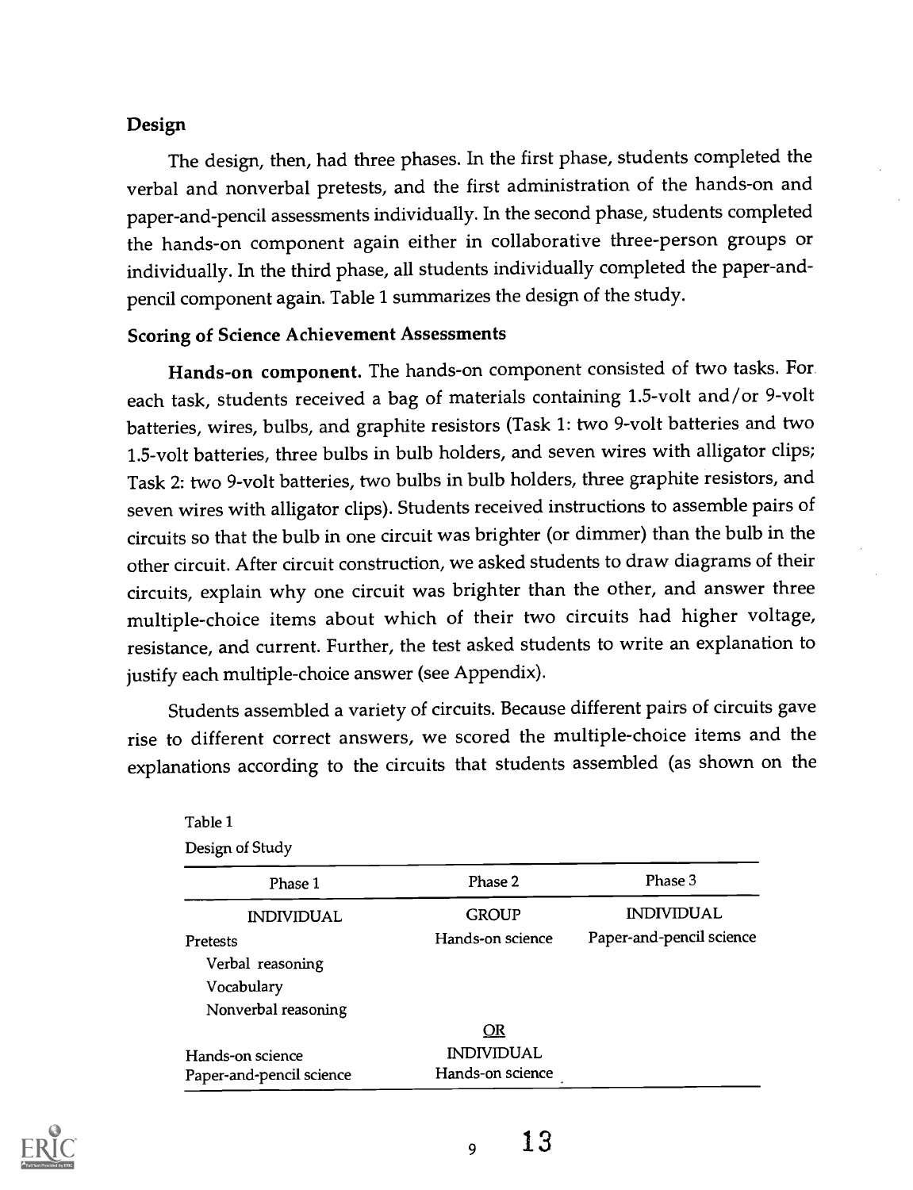## Design

The design, then, had three phases. In the first phase, students completed the verbal and nonverbal pretests, and the first administration of the hands-on and paper-and-pencil assessments individually. In the second phase, students completed the hands-on component again either in collaborative three-person groups or individually. In the third phase, all students individually completed the paper-and-pencil component again. Table 1 summarizes the design of the study.

## Scoring of Science Achievement Assessments

**Hands-on component.** The hands-on component consisted of two tasks. For each task, students received a bag of materials containing 1.5-volt and/or 9-volt batteries, wires, bulbs, and graphite resistors (Task 1: two 9-volt batteries and two 1.5-volt batteries, three bulbs in bulb holders, and seven wires with alligator clips; Task 2: two 9-volt batteries, two bulbs in bulb holders, three graphite resistors, and seven wires with alligator clips). Students received instructions to assemble pairs of circuits so that the bulb in one circuit was brighter (or dimmer) than the bulb in the other circuit. After circuit construction, we asked students to draw diagrams of their circuits, explain why one circuit was brighter than the other, and answer three multiple-choice items about which of their two circuits had higher voltage, resistance, and current. Further, the test asked students to write an explanation to justify each multiple-choice answer (see Appendix).

Students assembled a variety of circuits. Because different pairs of circuits gave rise to different correct answers, we scored the multiple-choice items and the explanations according to the circuits that students assembled (as shown on the

Table 1

Design of Study

| Phase 1 | Phase 2 | Phase 3 |
|---|---|---|
| INDIVIDUAL | GROUP | INDIVIDUAL |
| Pretests | Hands-on science | Paper-and-pencil science |
| Verbal reasoning | | |
| Vocabulary | | |
| Nonverbal reasoning | | |
| | OR | |
| Hands-on science | INDIVIDUAL | |
| Paper-and-pencil science | Hands-on science | |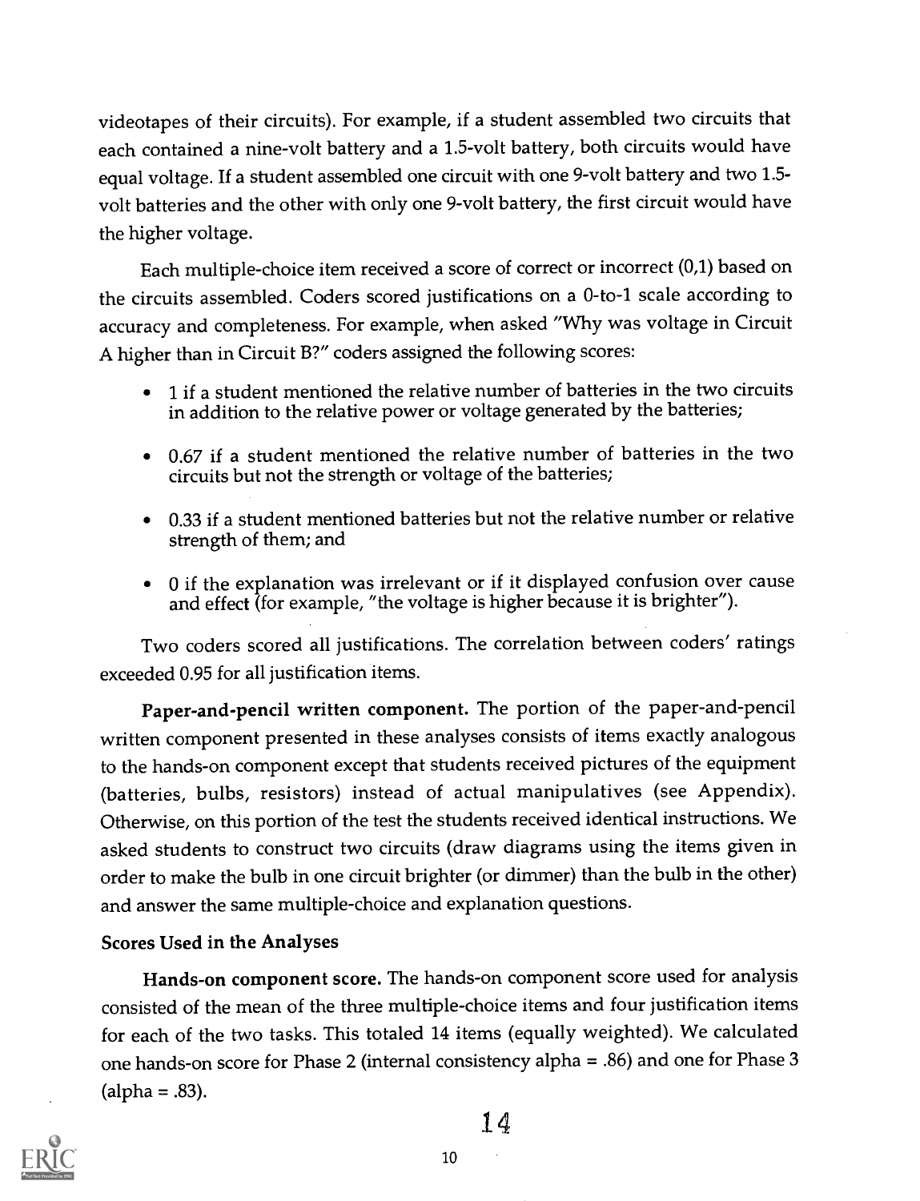videotapes of their circuits). For example, if a student assembled two circuits that each contained a nine-volt battery and a 1.5-volt battery, both circuits would have equal voltage. If a student assembled one circuit with one 9-volt battery and two 1.5-volt batteries and the other with only one 9-volt battery, the first circuit would have the higher voltage.

Each multiple-choice item received a score of correct or incorrect (0,1) based on the circuits assembled. Coders scored justifications on a 0-to-1 scale according to accuracy and completeness. For example, when asked "Why was voltage in Circuit A higher than in Circuit B?" coders assigned the following scores:

- 1 if a student mentioned the relative number of batteries in the two circuits in addition to the relative power or voltage generated by the batteries;
- 0.67 if a student mentioned the relative number of batteries in the two circuits but not the strength or voltage of the batteries;
- 0.33 if a student mentioned batteries but not the relative number or relative strength of them; and
- 0 if the explanation was irrelevant or if it displayed confusion over cause and effect (for example, "the voltage is higher because it is brighter").

Two coders scored all justifications. The correlation between coders' ratings exceeded 0.95 for all justification items.

**Paper-and-pencil written component.** The portion of the paper-and-pencil written component presented in these analyses consists of items exactly analogous to the hands-on component except that students received pictures of the equipment (batteries, bulbs, resistors) instead of actual manipulatives (see Appendix). Otherwise, on this portion of the test the students received identical instructions. We asked students to construct two circuits (draw diagrams using the items given in order to make the bulb in one circuit brighter (or dimmer) than the bulb in the other) and answer the same multiple-choice and explanation questions.

### Scores Used in the Analyses

**Hands-on component score.** The hands-on component score used for analysis consisted of the mean of the three multiple-choice items and four justification items for each of the two tasks. This totaled 14 items (equally weighted). We calculated one hands-on score for Phase 2 (internal consistency alpha = .86) and one for Phase 3 (alpha = .83).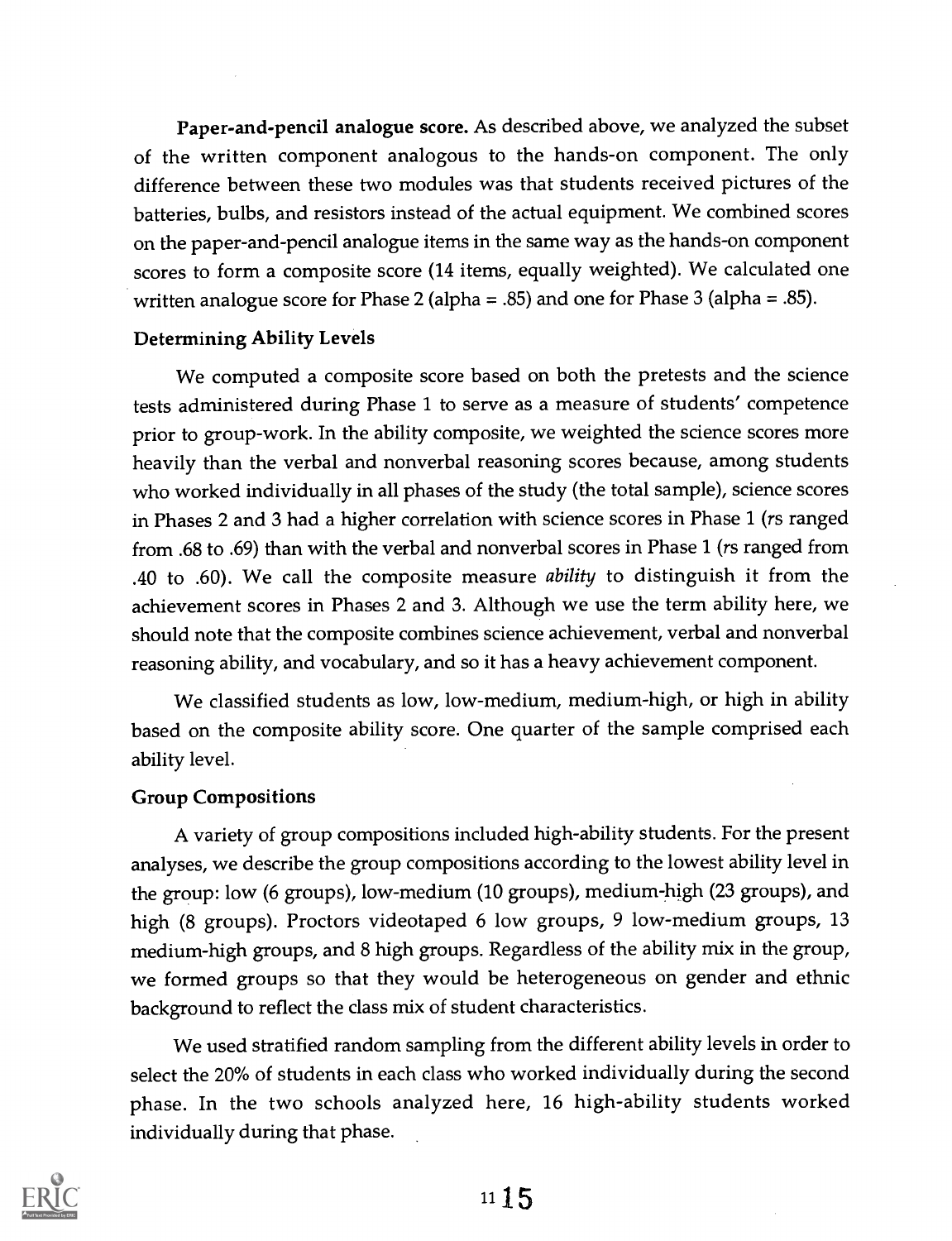**Paper-and-pencil analogue score.** As described above, we analyzed the subset of the written component analogous to the hands-on component. The only difference between these two modules was that students received pictures of the batteries, bulbs, and resistors instead of the actual equipment. We combined scores on the paper-and-pencil analogue items in the same way as the hands-on component scores to form a composite score (14 items, equally weighted). We calculated one written analogue score for Phase 2 (alpha = .85) and one for Phase 3 (alpha = .85).

### Determining Ability Levels

We computed a composite score based on both the pretests and the science tests administered during Phase 1 to serve as a measure of students' competence prior to group-work. In the ability composite, we weighted the science scores more heavily than the verbal and nonverbal reasoning scores because, among students who worked individually in all phases of the study (the total sample), science scores in Phases 2 and 3 had a higher correlation with science scores in Phase 1 (*r*s ranged from .68 to .69) than with the verbal and nonverbal scores in Phase 1 (*r*s ranged from .40 to .60). We call the composite measure *ability* to distinguish it from the achievement scores in Phases 2 and 3. Although we use the term ability here, we should note that the composite combines science achievement, verbal and nonverbal reasoning ability, and vocabulary, and so it has a heavy achievement component.

We classified students as low, low-medium, medium-high, or high in ability based on the composite ability score. One quarter of the sample comprised each ability level.

### Group Compositions

A variety of group compositions included high-ability students. For the present analyses, we describe the group compositions according to the lowest ability level in the group: low (6 groups), low-medium (10 groups), medium-high (23 groups), and high (8 groups). Proctors videotaped 6 low groups, 9 low-medium groups, 13 medium-high groups, and 8 high groups. Regardless of the ability mix in the group, we formed groups so that they would be heterogeneous on gender and ethnic background to reflect the class mix of student characteristics.

We used stratified random sampling from the different ability levels in order to select the 20% of students in each class who worked individually during the second phase. In the two schools analyzed here, 16 high-ability students worked individually during that phase.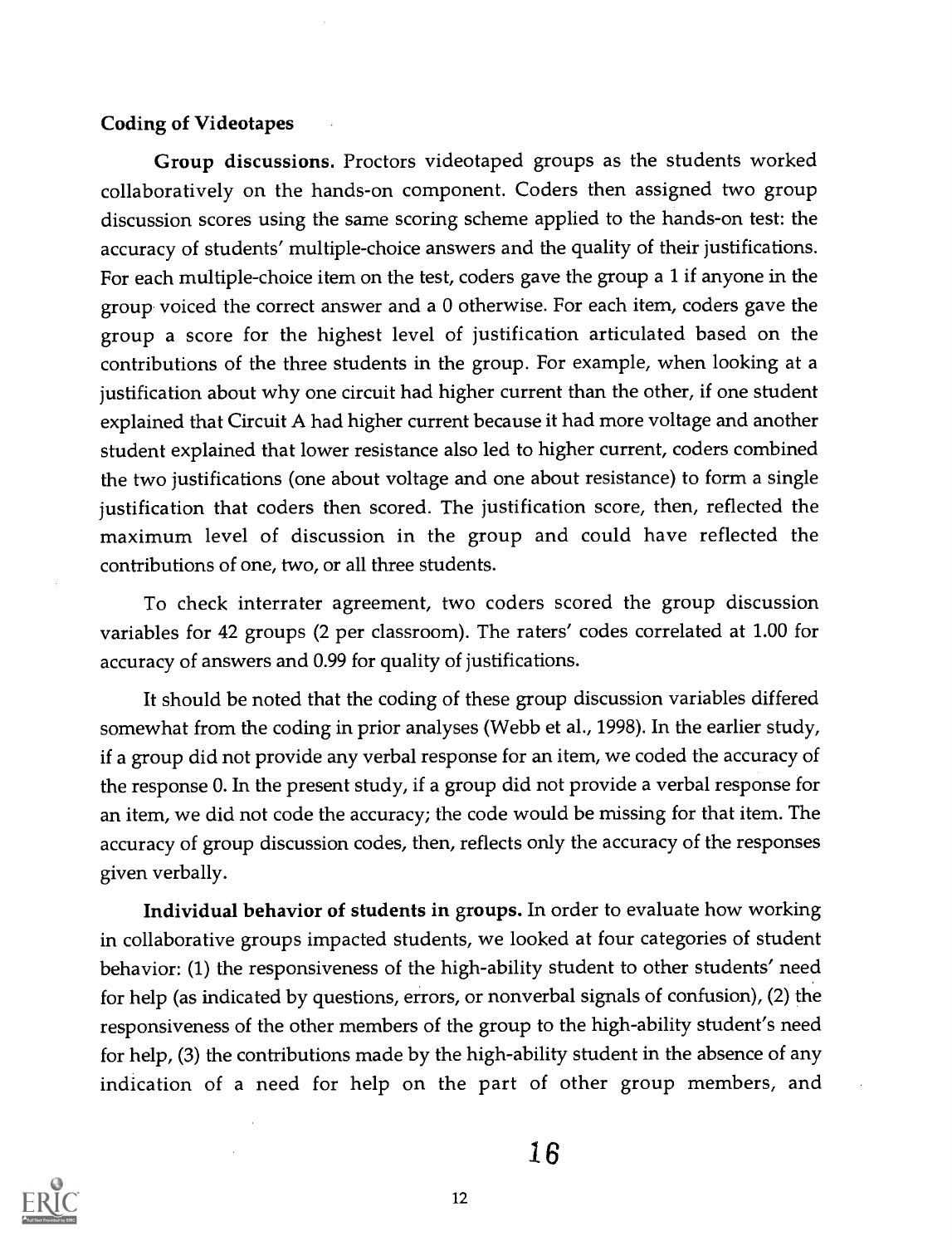### Coding of Videotapes

**Group discussions.** Proctors videotaped groups as the students worked collaboratively on the hands-on component. Coders then assigned two group discussion scores using the same scoring scheme applied to the hands-on test: the accuracy of students' multiple-choice answers and the quality of their justifications. For each multiple-choice item on the test, coders gave the group a 1 if anyone in the group voiced the correct answer and a 0 otherwise. For each item, coders gave the group a score for the highest level of justification articulated based on the contributions of the three students in the group. For example, when looking at a justification about why one circuit had higher current than the other, if one student explained that Circuit A had higher current because it had more voltage and another student explained that lower resistance also led to higher current, coders combined the two justifications (one about voltage and one about resistance) to form a single justification that coders then scored. The justification score, then, reflected the maximum level of discussion in the group and could have reflected the contributions of one, two, or all three students.

To check interrater agreement, two coders scored the group discussion variables for 42 groups (2 per classroom). The raters' codes correlated at 1.00 for accuracy of answers and 0.99 for quality of justifications.

It should be noted that the coding of these group discussion variables differed somewhat from the coding in prior analyses (Webb et al., 1998). In the earlier study, if a group did not provide any verbal response for an item, we coded the accuracy of the response 0. In the present study, if a group did not provide a verbal response for an item, we did not code the accuracy; the code would be missing for that item. The accuracy of group discussion codes, then, reflects only the accuracy of the responses given verbally.

**Individual behavior of students in groups.** In order to evaluate how working in collaborative groups impacted students, we looked at four categories of student behavior: (1) the responsiveness of the high-ability student to other students' need for help (as indicated by questions, errors, or nonverbal signals of confusion), (2) the responsiveness of the other members of the group to the high-ability student's need for help, (3) the contributions made by the high-ability student in the absence of any indication of a need for help on the part of other group members, and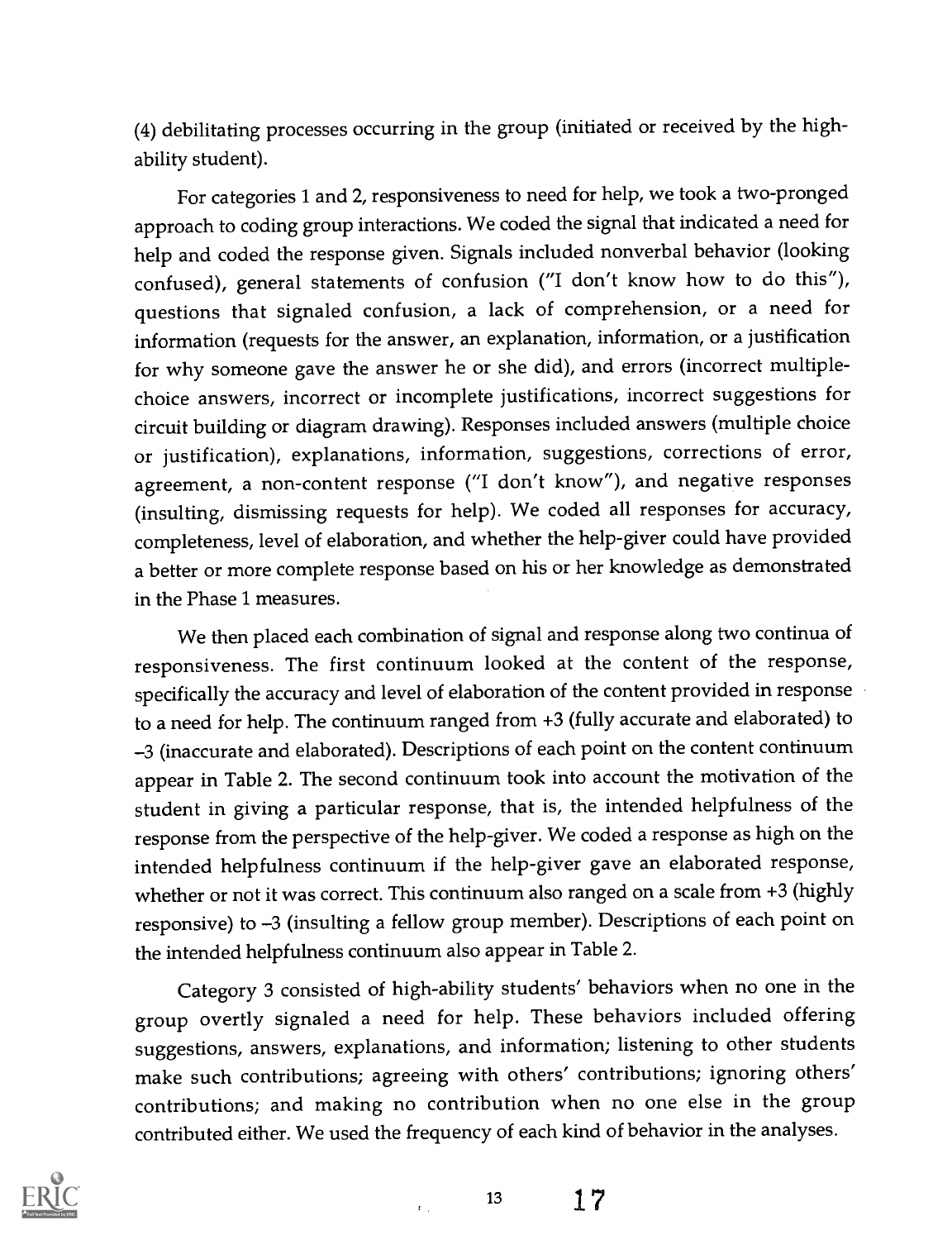(4) debilitating processes occurring in the group (initiated or received by the high-ability student).

For categories 1 and 2, responsiveness to need for help, we took a two-pronged approach to coding group interactions. We coded the signal that indicated a need for help and coded the response given. Signals included nonverbal behavior (looking confused), general statements of confusion ("I don't know how to do this"), questions that signaled confusion, a lack of comprehension, or a need for information (requests for the answer, an explanation, information, or a justification for why someone gave the answer he or she did), and errors (incorrect multiple-choice answers, incorrect or incomplete justifications, incorrect suggestions for circuit building or diagram drawing). Responses included answers (multiple choice or justification), explanations, information, suggestions, corrections of error, agreement, a non-content response ("I don't know"), and negative responses (insulting, dismissing requests for help). We coded all responses for accuracy, completeness, level of elaboration, and whether the help-giver could have provided a better or more complete response based on his or her knowledge as demonstrated in the Phase 1 measures.

We then placed each combination of signal and response along two continua of responsiveness. The first continuum looked at the content of the response, specifically the accuracy and level of elaboration of the content provided in response to a need for help. The continuum ranged from +3 (fully accurate and elaborated) to –3 (inaccurate and elaborated). Descriptions of each point on the content continuum appear in Table 2. The second continuum took into account the motivation of the student in giving a particular response, that is, the intended helpfulness of the response from the perspective of the help-giver. We coded a response as high on the intended helpfulness continuum if the help-giver gave an elaborated response, whether or not it was correct. This continuum also ranged on a scale from +3 (highly responsive) to –3 (insulting a fellow group member). Descriptions of each point on the intended helpfulness continuum also appear in Table 2.

Category 3 consisted of high-ability students' behaviors when no one in the group overtly signaled a need for help. These behaviors included offering suggestions, answers, explanations, and information; listening to other students make such contributions; agreeing with others' contributions; ignoring others' contributions; and making no contribution when no one else in the group contributed either. We used the frequency of each kind of behavior in the analyses.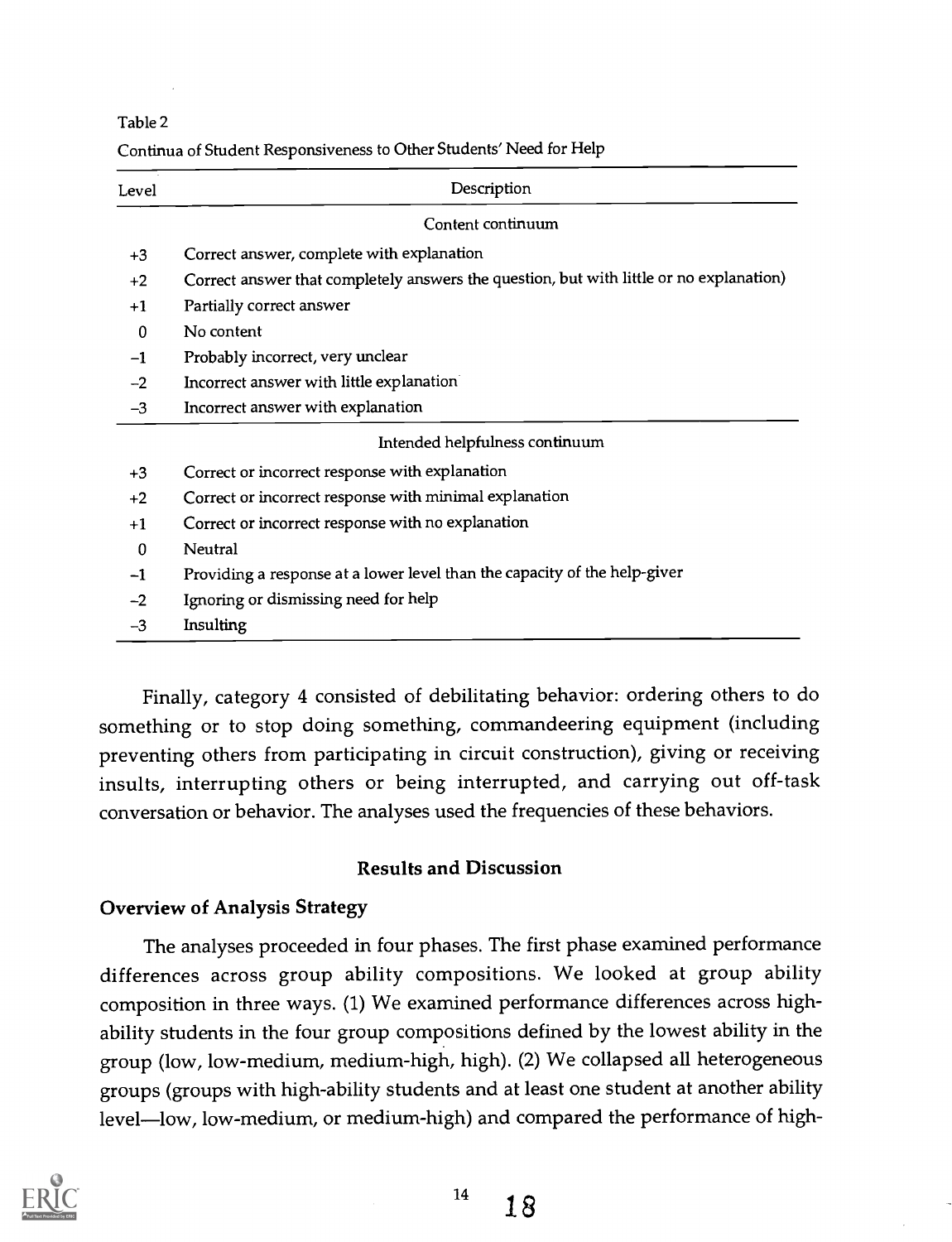Table 2

Continua of Student Responsiveness to Other Students' Need for Help

| Level | Description |
|---|---|
| | Content continuum |
| +3 | Correct answer, complete with explanation |
| +2 | Correct answer that completely answers the question, but with little or no explanation) |
| +1 | Partially correct answer |
| 0 | No content |
| −1 | Probably incorrect, very unclear |
| −2 | Incorrect answer with little explanation |
| −3 | Incorrect answer with explanation |
| | Intended helpfulness continuum |
| +3 | Correct or incorrect response with explanation |
| +2 | Correct or incorrect response with minimal explanation |
| +1 | Correct or incorrect response with no explanation |
| 0 | Neutral |
| −1 | Providing a response at a lower level than the capacity of the help-giver |
| −2 | Ignoring or dismissing need for help |
| −3 | Insulting |

Finally, category 4 consisted of debilitating behavior: ordering others to do something or to stop doing something, commandeering equipment (including preventing others from participating in circuit construction), giving or receiving insults, interrupting others or being interrupted, and carrying out off-task conversation or behavior. The analyses used the frequencies of these behaviors.

## Results and Discussion

### Overview of Analysis Strategy

The analyses proceeded in four phases. The first phase examined performance differences across group ability compositions. We looked at group ability composition in three ways. (1) We examined performance differences across high-ability students in the four group compositions defined by the lowest ability in the group (low, low-medium, medium-high, high). (2) We collapsed all heterogeneous groups (groups with high-ability students and at least one student at another ability level—low, low-medium, or medium-high) and compared the performance of high-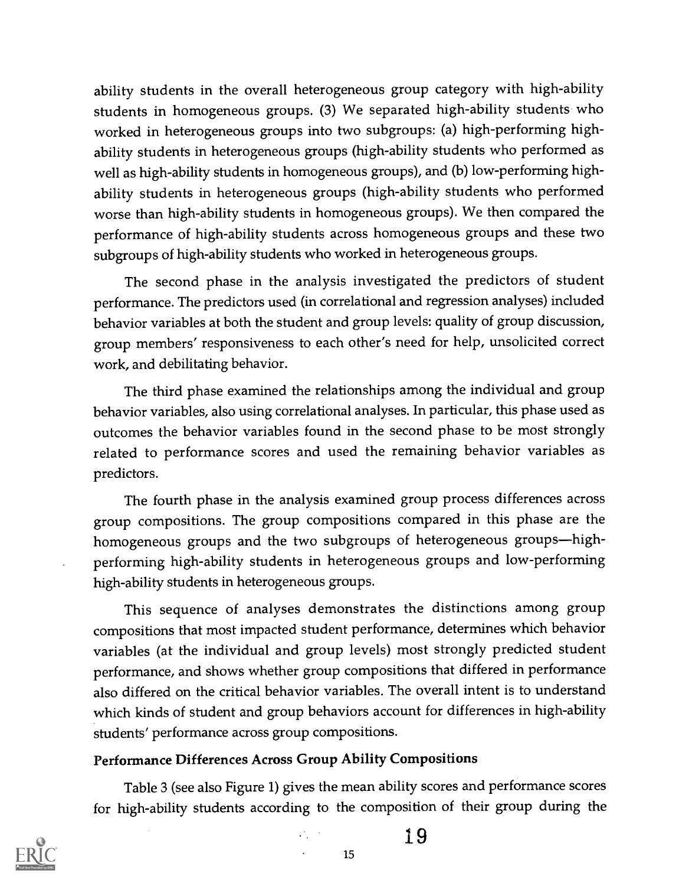ability students in the overall heterogeneous group category with high-ability students in homogeneous groups. (3) We separated high-ability students who worked in heterogeneous groups into two subgroups: (a) high-performing high-ability students in heterogeneous groups (high-ability students who performed as well as high-ability students in homogeneous groups), and (b) low-performing high-ability students in heterogeneous groups (high-ability students who performed worse than high-ability students in homogeneous groups). We then compared the performance of high-ability students across homogeneous groups and these two subgroups of high-ability students who worked in heterogeneous groups.

The second phase in the analysis investigated the predictors of student performance. The predictors used (in correlational and regression analyses) included behavior variables at both the student and group levels: quality of group discussion, group members' responsiveness to each other's need for help, unsolicited correct work, and debilitating behavior.

The third phase examined the relationships among the individual and group behavior variables, also using correlational analyses. In particular, this phase used as outcomes the behavior variables found in the second phase to be most strongly related to performance scores and used the remaining behavior variables as predictors.

The fourth phase in the analysis examined group process differences across group compositions. The group compositions compared in this phase are the homogeneous groups and the two subgroups of heterogeneous groups—high-performing high-ability students in heterogeneous groups and low-performing high-ability students in heterogeneous groups.

This sequence of analyses demonstrates the distinctions among group compositions that most impacted student performance, determines which behavior variables (at the individual and group levels) most strongly predicted student performance, and shows whether group compositions that differed in performance also differed on the critical behavior variables. The overall intent is to understand which kinds of student and group behaviors account for differences in high-ability students' performance across group compositions.

### Performance Differences Across Group Ability Compositions

Table 3 (see also Figure 1) gives the mean ability scores and performance scores for high-ability students according to the composition of their group during the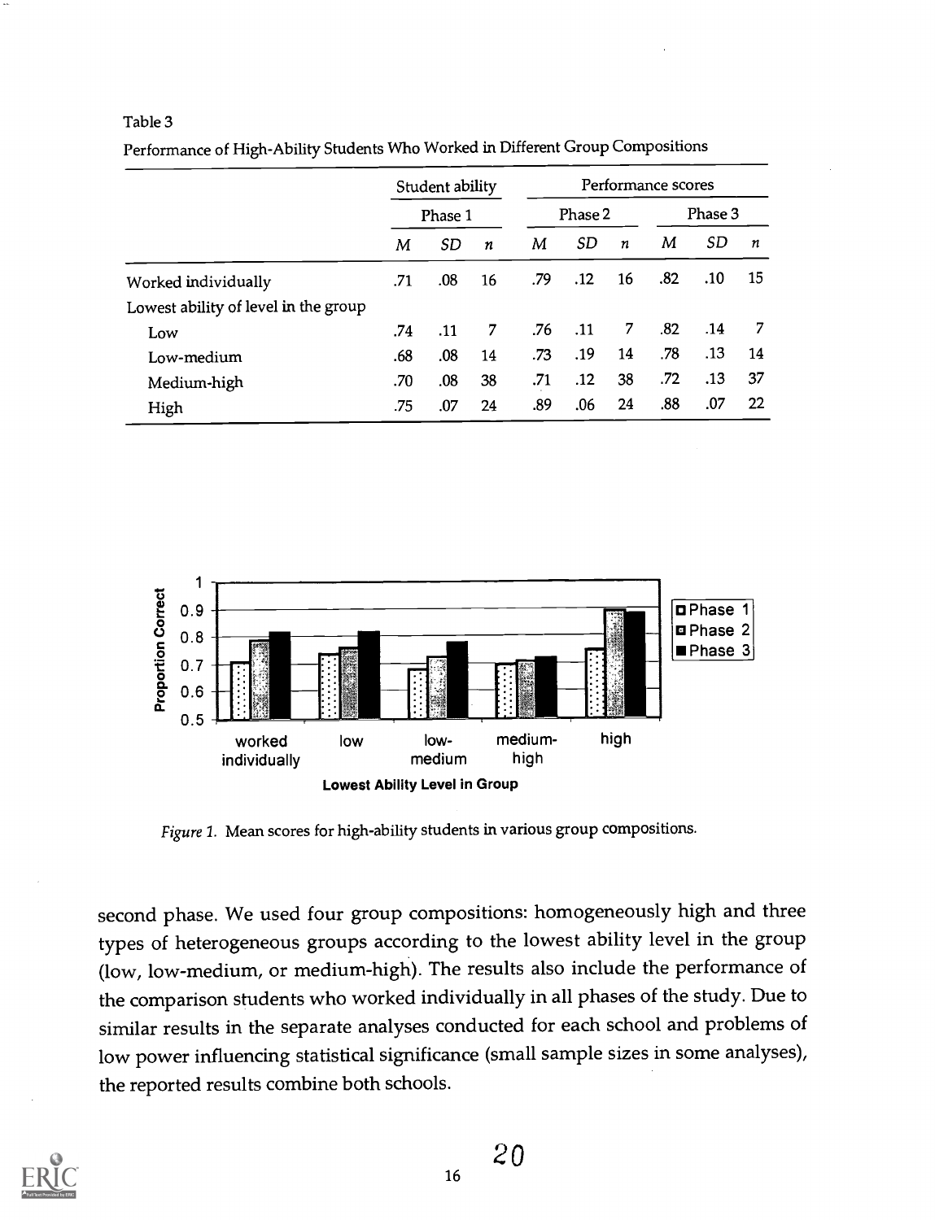Table 3

Performance of High-Ability Students Who Worked in Different Group Compositions

| | Student ability | | | Performance scores | | | | | |
|---|---|---|---|---|---|---|---|---|---|
| | Phase 1 | | | Phase 2 | | | Phase 3 | | |
| | *M* | *SD* | *n* | *M* | *SD* | *n* | *M* | *SD* | *n* |
| Worked individually | .71 | .08 | 16 | .79 | .12 | 16 | .82 | .10 | 15 |
| Lowest ability of level in the group | | | | | | | | | |
| Low | .74 | .11 | 7 | .76 | .11 | 7 | .82 | .14 | 7 |
| Low-medium | .68 | .08 | 14 | .73 | .19 | 14 | .78 | .13 | 14 |
| Medium-high | .70 | .08 | 38 | .71 | .12 | 38 | .72 | .13 | 37 |
| High | .75 | .07 | 24 | .89 | .06 | 24 | .88 | .07 | 22 |

*Figure 1.* Mean scores for high-ability students in various group compositions.

second phase. We used four group compositions: homogeneously high and three types of heterogeneous groups according to the lowest ability level in the group (low, low-medium, or medium-high). The results also include the performance of the comparison students who worked individually in all phases of the study. Due to similar results in the separate analyses conducted for each school and problems of low power influencing statistical significance (small sample sizes in some analyses), the reported results combine both schools.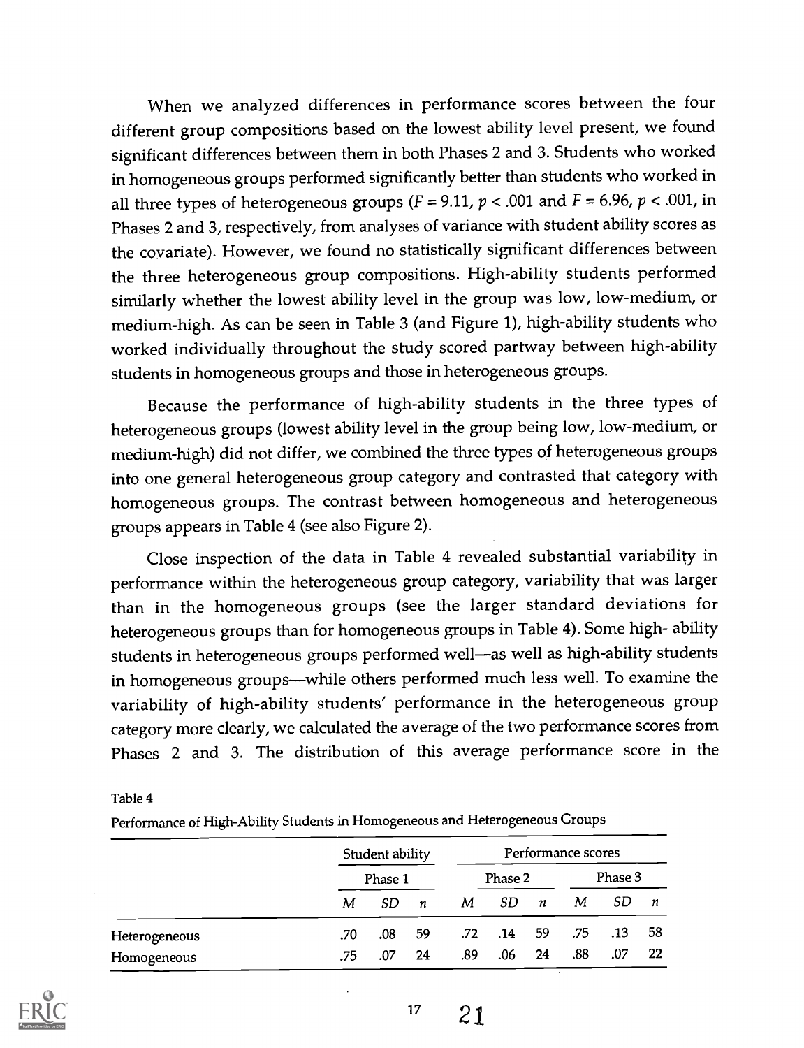When we analyzed differences in performance scores between the four different group compositions based on the lowest ability level present, we found significant differences between them in both Phases 2 and 3. Students who worked in homogeneous groups performed significantly better than students who worked in all three types of heterogeneous groups ($F = 9.11$, $p < .001$ and $F = 6.96$, $p < .001$, in Phases 2 and 3, respectively, from analyses of variance with student ability scores as the covariate). However, we found no statistically significant differences between the three heterogeneous group compositions. High-ability students performed similarly whether the lowest ability level in the group was low, low-medium, or medium-high. As can be seen in Table 3 (and Figure 1), high-ability students who worked individually throughout the study scored partway between high-ability students in homogeneous groups and those in heterogeneous groups.

Because the performance of high-ability students in the three types of heterogeneous groups (lowest ability level in the group being low, low-medium, or medium-high) did not differ, we combined the three types of heterogeneous groups into one general heterogeneous group category and contrasted that category with homogeneous groups. The contrast between homogeneous and heterogeneous groups appears in Table 4 (see also Figure 2).

Close inspection of the data in Table 4 revealed substantial variability in performance within the heterogeneous group category, variability that was larger than in the homogeneous groups (see the larger standard deviations for heterogeneous groups than for homogeneous groups in Table 4). Some high- ability students in heterogeneous groups performed well—as well as high-ability students in homogeneous groups—while others performed much less well. To examine the variability of high-ability students' performance in the heterogeneous group category more clearly, we calculated the average of the two performance scores from Phases 2 and 3. The distribution of this average performance score in the

Table 4

Performance of High-Ability Students in Homogeneous and Heterogeneous Groups

| | Student ability | | | Performance scores | | | | | |
|---|---|---|---|---|---|---|---|---|---|
| | Phase 1 | | | Phase 2 | | | Phase 3 | | |
| | *M* | *SD* | *n* | *M* | *SD* | *n* | *M* | *SD* | *n* |
| Heterogeneous | .70 | .08 | 59 | .72 | .14 | 59 | .75 | .13 | 58 |
| Homogeneous | .75 | .07 | 24 | .89 | .06 | 24 | .88 | .07 | 22 |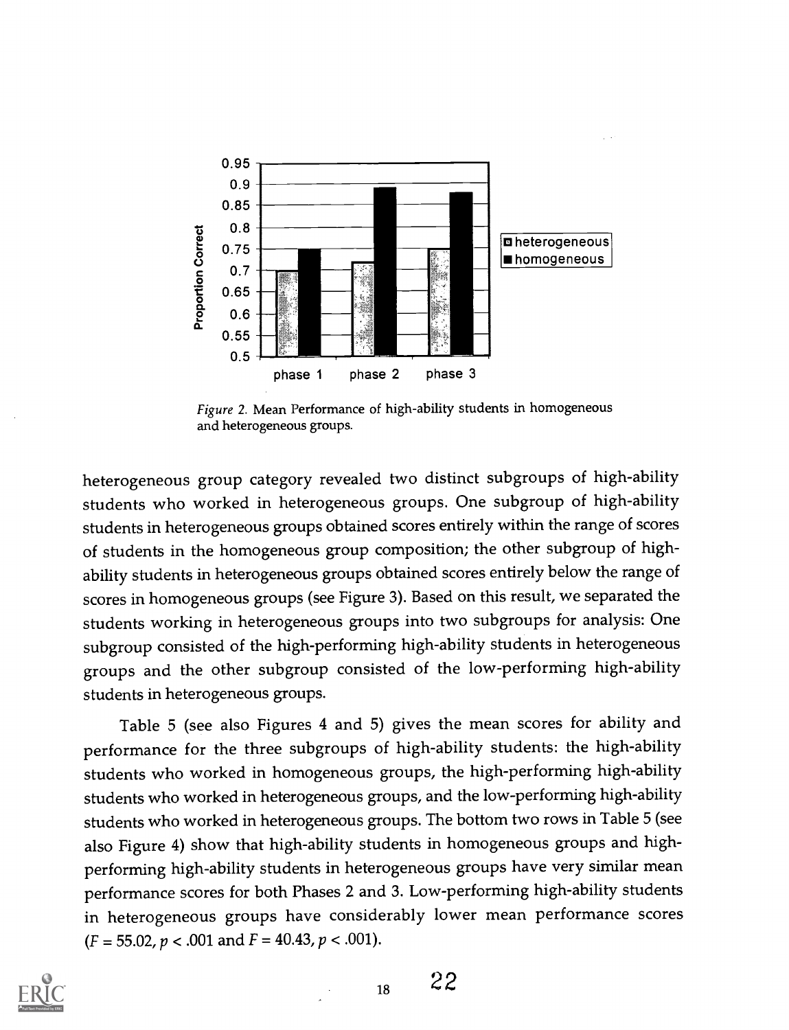*Figure 2.* Mean Performance of high-ability students in homogeneous and heterogeneous groups.

heterogeneous group category revealed two distinct subgroups of high-ability students who worked in heterogeneous groups. One subgroup of high-ability students in heterogeneous groups obtained scores entirely within the range of scores of students in the homogeneous group composition; the other subgroup of high-ability students in heterogeneous groups obtained scores entirely below the range of scores in homogeneous groups (see Figure 3). Based on this result, we separated the students working in heterogeneous groups into two subgroups for analysis: One subgroup consisted of the high-performing high-ability students in heterogeneous groups and the other subgroup consisted of the low-performing high-ability students in heterogeneous groups.

Table 5 (see also Figures 4 and 5) gives the mean scores for ability and performance for the three subgroups of high-ability students: the high-ability students who worked in homogeneous groups, the high-performing high-ability students who worked in heterogeneous groups, and the low-performing high-ability students who worked in heterogeneous groups. The bottom two rows in Table 5 (see also Figure 4) show that high-ability students in homogeneous groups and high-performing high-ability students in heterogeneous groups have very similar mean performance scores for both Phases 2 and 3. Low-performing high-ability students in heterogeneous groups have considerably lower mean performance scores ($F = 55.02$, $p < .001$ and $F = 40.43$, $p < .001$).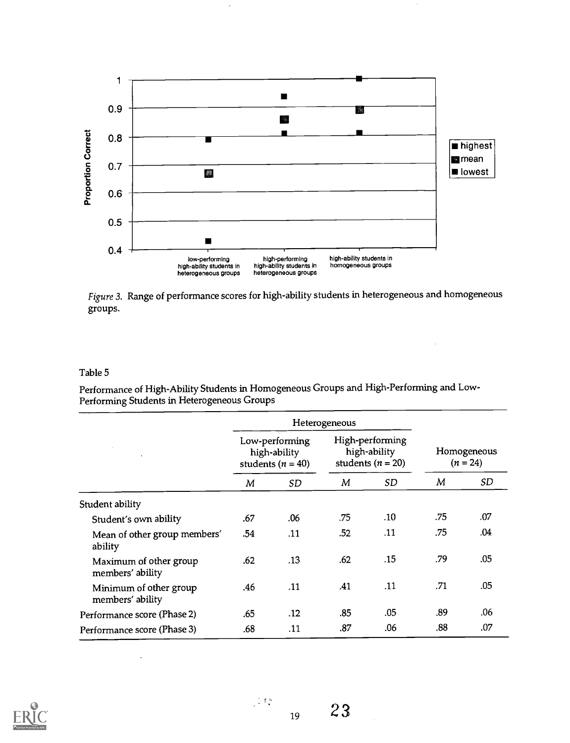*Figure 3.* Range of performance scores for high-ability students in heterogeneous and homogeneous groups.

Table 5

Performance of High-Ability Students in Homogeneous Groups and High-Performing and Low-Performing Students in Heterogeneous Groups

| | Heterogeneous | | | | Homogeneous ($n$ = 24) | |
|---|---|---|---|---|---|---|
| | Low-performing high-ability students ($n$ = 40) | | High-performing high-ability students ($n$ = 20) | | | |
| | *M* | *SD* | *M* | *SD* | *M* | *SD* |
| Student ability | | | | | | |
| Student's own ability | .67 | .06 | .75 | .10 | .75 | .07 |
| Mean of other group members' ability | .54 | .11 | .52 | .11 | .75 | .04 |
| Maximum of other group members' ability | .62 | .13 | .62 | .15 | .79 | .05 |
| Minimum of other group members' ability | .46 | .11 | .41 | .11 | .71 | .05 |
| Performance score (Phase 2) | .65 | .12 | .85 | .05 | .89 | .06 |
| Performance score (Phase 3) | .68 | .11 | .87 | .06 | .88 | .07 |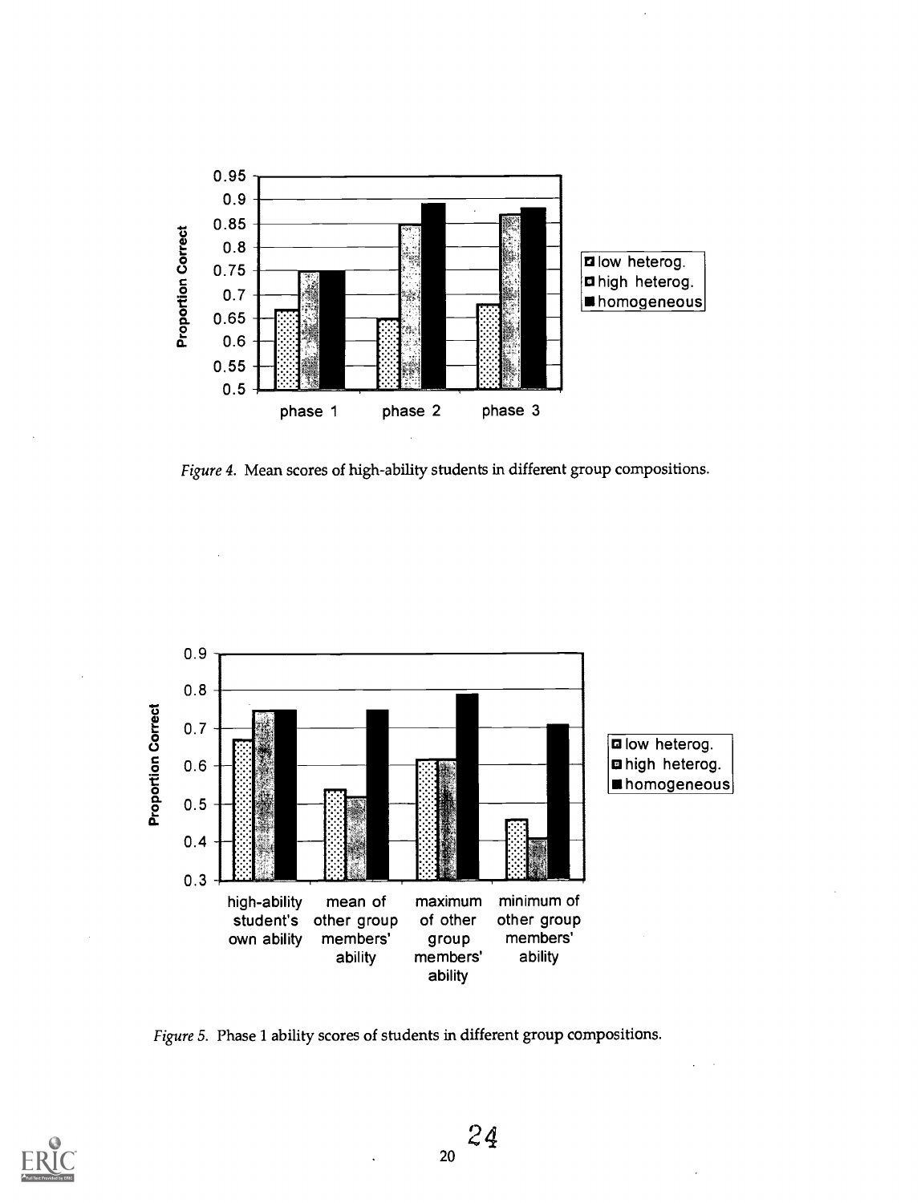Figure 4. Mean scores of high-ability students in different group compositions.

Figure 5. Phase 1 ability scores of students in different group compositions.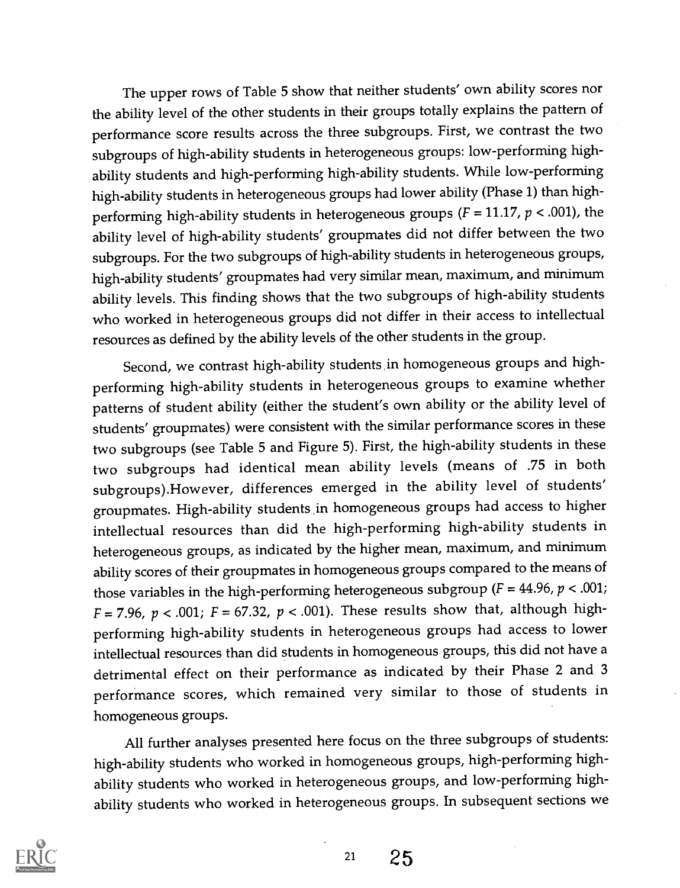The upper rows of Table 5 show that neither students' own ability scores nor the ability level of the other students in their groups totally explains the pattern of performance score results across the three subgroups. First, we contrast the two subgroups of high-ability students in heterogeneous groups: low-performing high-ability students and high-performing high-ability students. While low-performing high-ability students in heterogeneous groups had lower ability (Phase 1) than high-performing high-ability students in heterogeneous groups ($F = 11.17, p < .001$), the ability level of high-ability students' groupmates did not differ between the two subgroups. For the two subgroups of high-ability students in heterogeneous groups, high-ability students' groupmates had very similar mean, maximum, and minimum ability levels. This finding shows that the two subgroups of high-ability students who worked in heterogeneous groups did not differ in their access to intellectual resources as defined by the ability levels of the other students in the group.

Second, we contrast high-ability students in homogeneous groups and high-performing high-ability students in heterogeneous groups to examine whether patterns of student ability (either the student's own ability or the ability level of students' groupmates) were consistent with the similar performance scores in these two subgroups (see Table 5 and Figure 5). First, the high-ability students in these two subgroups had identical mean ability levels (means of .75 in both subgroups).However, differences emerged in the ability level of students' groupmates. High-ability students in homogeneous groups had access to higher intellectual resources than did the high-performing high-ability students in heterogeneous groups, as indicated by the higher mean, maximum, and minimum ability scores of their groupmates in homogeneous groups compared to the means of those variables in the high-performing heterogeneous subgroup ($F = 44.96, p < .001$; $F = 7.96, p < .001$; $F = 67.32, p < .001$). These results show that, although high-performing high-ability students in heterogeneous groups had access to lower intellectual resources than did students in homogeneous groups, this did not have a detrimental effect on their performance as indicated by their Phase 2 and 3 performance scores, which remained very similar to those of students in homogeneous groups.

All further analyses presented here focus on the three subgroups of students: high-ability students who worked in homogeneous groups, high-performing high-ability students who worked in heterogeneous groups, and low-performing high-ability students who worked in heterogeneous groups. In subsequent sections we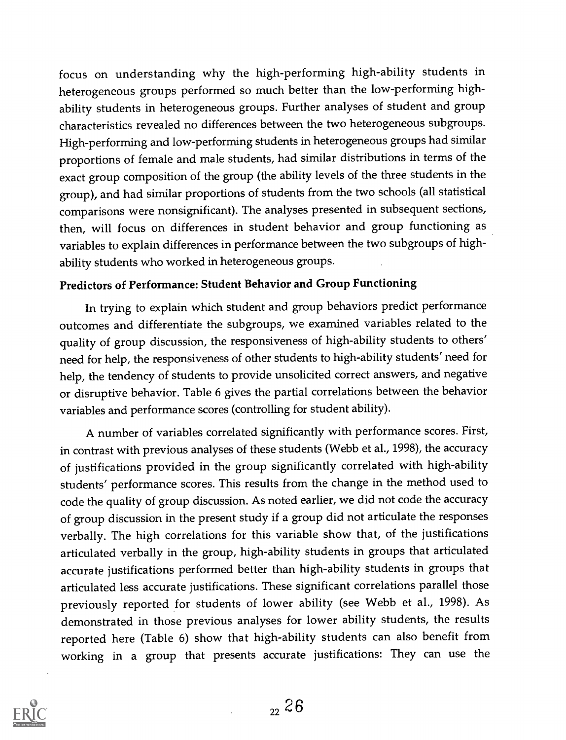focus on understanding why the high-performing high-ability students in heterogeneous groups performed so much better than the low-performing high-ability students in heterogeneous groups. Further analyses of student and group characteristics revealed no differences between the two heterogeneous subgroups. High-performing and low-performing students in heterogeneous groups had similar proportions of female and male students, had similar distributions in terms of the exact group composition of the group (the ability levels of the three students in the group), and had similar proportions of students from the two schools (all statistical comparisons were nonsignificant). The analyses presented in subsequent sections, then, will focus on differences in student behavior and group functioning as variables to explain differences in performance between the two subgroups of high-ability students who worked in heterogeneous groups.

### Predictors of Performance: Student Behavior and Group Functioning

In trying to explain which student and group behaviors predict performance outcomes and differentiate the subgroups, we examined variables related to the quality of group discussion, the responsiveness of high-ability students to others' need for help, the responsiveness of other students to high-ability students' need for help, the tendency of students to provide unsolicited correct answers, and negative or disruptive behavior. Table 6 gives the partial correlations between the behavior variables and performance scores (controlling for student ability).

A number of variables correlated significantly with performance scores. First, in contrast with previous analyses of these students (Webb et al., 1998), the accuracy of justifications provided in the group significantly correlated with high-ability students' performance scores. This results from the change in the method used to code the quality of group discussion. As noted earlier, we did not code the accuracy of group discussion in the present study if a group did not articulate the responses verbally. The high correlations for this variable show that, of the justifications articulated verbally in the group, high-ability students in groups that articulated accurate justifications performed better than high-ability students in groups that articulated less accurate justifications. These significant correlations parallel those previously reported for students of lower ability (see Webb et al., 1998). As demonstrated in those previous analyses for lower ability students, the results reported here (Table 6) show that high-ability students can also benefit from working in a group that presents accurate justifications: They can use the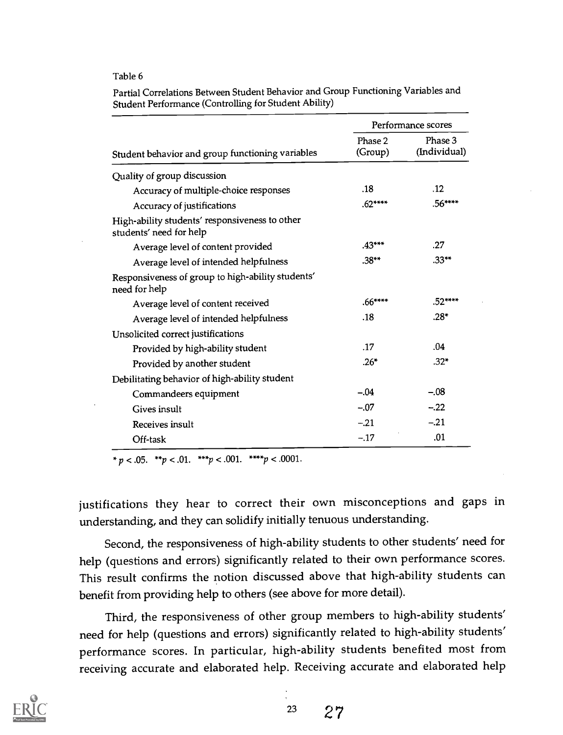Table 6

Partial Correlations Between Student Behavior and Group Functioning Variables and Student Performance (Controlling for Student Ability)

| Student behavior and group functioning variables | Performance scores | |
|---|---|---|
| | Phase 2 (Group) | Phase 3 (Individual) |
| Quality of group discussion | | |
| Accuracy of multiple-choice responses | .18 | .12 |
| Accuracy of justifications | .62**** | .56**** |
| High-ability students' responsiveness to other students' need for help | | |
| Average level of content provided | .43*** | .27 |
| Average level of intended helpfulness | .38** | .33** |
| Responsiveness of group to high-ability students' need for help | | |
| Average level of content received | .66**** | .52**** |
| Average level of intended helpfulness | .18 | .28* |
| Unsolicited correct justifications | | |
| Provided by high-ability student | .17 | .04 |
| Provided by another student | .26* | .32* |
| Debilitating behavior of high-ability student | | |
| Commandeers equipment | −.04 | −.08 |
| Gives insult | −.07 | −.22 |
| Receives insult | −.21 | −.21 |
| Off-task | −.17 | .01 |

* $p < .05$. ** $p < .01$. *** $p < .001$. **** $p < .0001$.

justifications they hear to correct their own misconceptions and gaps in understanding, and they can solidify initially tenuous understanding.

Second, the responsiveness of high-ability students to other students' need for help (questions and errors) significantly related to their own performance scores. This result confirms the notion discussed above that high-ability students can benefit from providing help to others (see above for more detail).

Third, the responsiveness of other group members to high-ability students' need for help (questions and errors) significantly related to high-ability students' performance scores. In particular, high-ability students benefited most from receiving accurate and elaborated help. Receiving accurate and elaborated help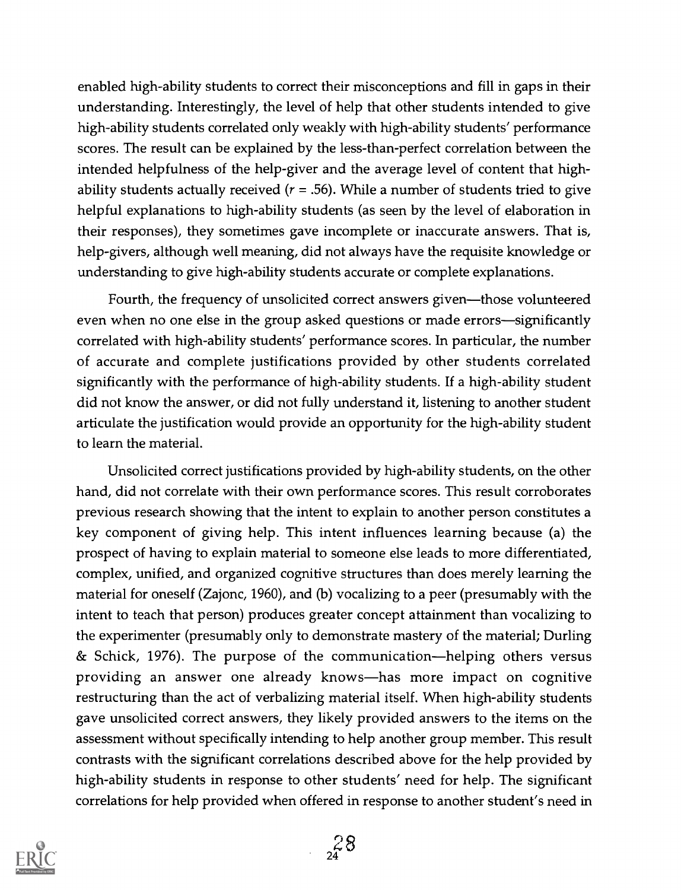enabled high-ability students to correct their misconceptions and fill in gaps in their understanding. Interestingly, the level of help that other students intended to give high-ability students correlated only weakly with high-ability students' performance scores. The result can be explained by the less-than-perfect correlation between the intended helpfulness of the help-giver and the average level of content that high-ability students actually received ($r$ = .56). While a number of students tried to give helpful explanations to high-ability students (as seen by the level of elaboration in their responses), they sometimes gave incomplete or inaccurate answers. That is, help-givers, although well meaning, did not always have the requisite knowledge or understanding to give high-ability students accurate or complete explanations.

Fourth, the frequency of unsolicited correct answers given—those volunteered even when no one else in the group asked questions or made errors—significantly correlated with high-ability students' performance scores. In particular, the number of accurate and complete justifications provided by other students correlated significantly with the performance of high-ability students. If a high-ability student did not know the answer, or did not fully understand it, listening to another student articulate the justification would provide an opportunity for the high-ability student to learn the material.

Unsolicited correct justifications provided by high-ability students, on the other hand, did not correlate with their own performance scores. This result corroborates previous research showing that the intent to explain to another person constitutes a key component of giving help. This intent influences learning because (a) the prospect of having to explain material to someone else leads to more differentiated, complex, unified, and organized cognitive structures than does merely learning the material for oneself (Zajonc, 1960), and (b) vocalizing to a peer (presumably with the intent to teach that person) produces greater concept attainment than vocalizing to the experimenter (presumably only to demonstrate mastery of the material; Durling & Schick, 1976). The purpose of the communication—helping others versus providing an answer one already knows—has more impact on cognitive restructuring than the act of verbalizing material itself. When high-ability students gave unsolicited correct answers, they likely provided answers to the items on the assessment without specifically intending to help another group member. This result contrasts with the significant correlations described above for the help provided by high-ability students in response to other students' need for help. The significant correlations for help provided when offered in response to another student's need in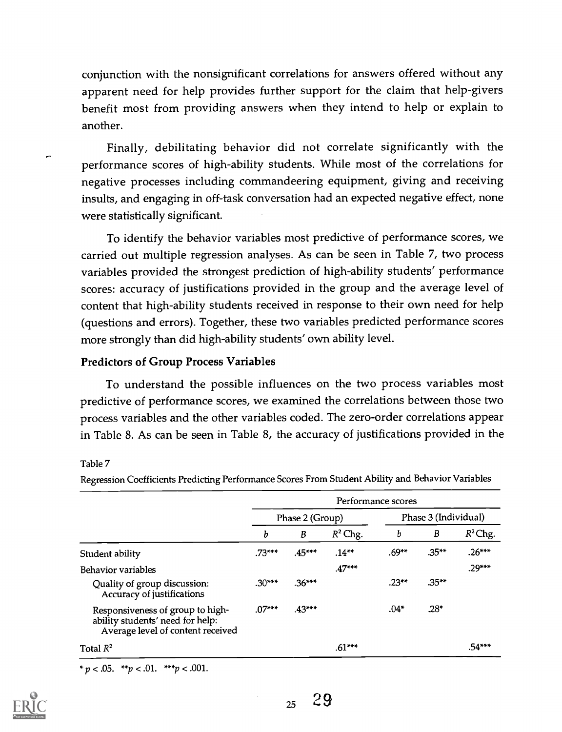conjunction with the nonsignificant correlations for answers offered without any apparent need for help provides further support for the claim that help-givers benefit most from providing answers when they intend to help or explain to another.

Finally, debilitating behavior did not correlate significantly with the performance scores of high-ability students. While most of the correlations for negative processes including commandeering equipment, giving and receiving insults, and engaging in off-task conversation had an expected negative effect, none were statistically significant.

To identify the behavior variables most predictive of performance scores, we carried out multiple regression analyses. As can be seen in Table 7, two process variables provided the strongest prediction of high-ability students' performance scores: accuracy of justifications provided in the group and the average level of content that high-ability students received in response to their own need for help (questions and errors). Together, these two variables predicted performance scores more strongly than did high-ability students' own ability level.

### Predictors of Group Process Variables

To understand the possible influences on the two process variables most predictive of performance scores, we examined the correlations between those two process variables and the other variables coded. The zero-order correlations appear in Table 8. As can be seen in Table 8, the accuracy of justifications provided in the

Table 7

Regression Coefficients Predicting Performance Scores From Student Ability and Behavior Variables

| | Performance scores | | | | | |
|---|---|---|---|---|---|---|
| | Phase 2 (Group) | | | Phase 3 (Individual) | | |
| | *b* | *B* | $R^2$ Chg. | *b* | *B* | $R^2$ Chg. |
| Student ability | .73*** | .45*** | .14** | .69** | .35** | .26*** |
| Behavior variables | | | .47*** | | | .29*** |
| Quality of group discussion: Accuracy of justifications | .30*** | .36*** | | .23** | .35** | |
| Responsiveness of group to high-ability students' need for help: Average level of content received | .07*** | .43*** | | .04* | .28* | |
| Total $R^2$ | | | .61*** | | | .54*** |

* $p < .05$. ** $p < .01$. *** $p < .001$.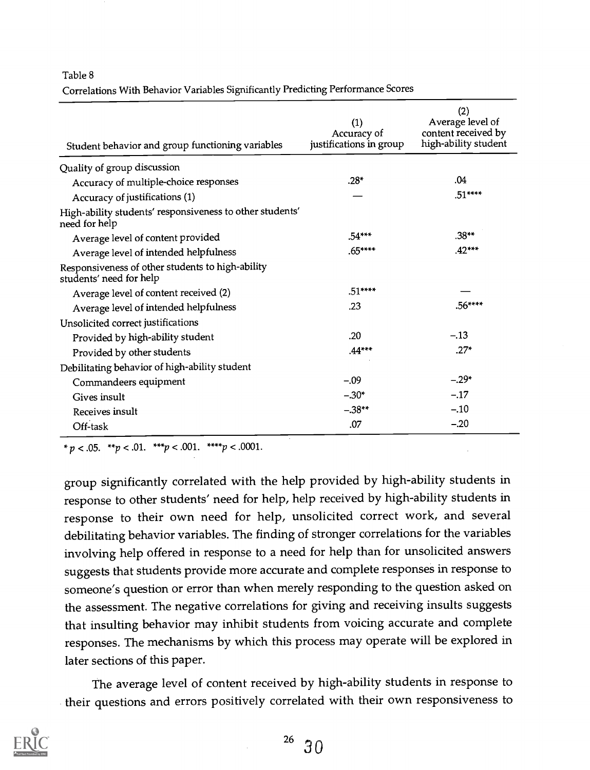Table 8
Correlations With Behavior Variables Significantly Predicting Performance Scores

| Student behavior and group functioning variables | (1) Accuracy of justifications in group | (2) Average level of content received by high-ability student |
|---|---|---|
| Quality of group discussion | | |
| Accuracy of multiple-choice responses | .28* | .04 |
| Accuracy of justifications (1) | — | .51**** |
| High-ability students' responsiveness to other students' need for help | | |
| Average level of content provided | .54*** | .38** |
| Average level of intended helpfulness | .65**** | .42*** |
| Responsiveness of other students to high-ability students' need for help | | |
| Average level of content received (2) | .51**** | — |
| Average level of intended helpfulness | .23 | .56**** |
| Unsolicited correct justifications | | |
| Provided by high-ability student | .20 | −.13 |
| Provided by other students | .44*** | .27* |
| Debilitating behavior of high-ability student | | |
| Commandeers equipment | −.09 | −.29* |
| Gives insult | −.30* | −.17 |
| Receives insult | −.38** | −.10 |
| Off-task | .07 | −.20 |

* $p < .05$. ** $p < .01$. *** $p < .001$. **** $p < .0001$.

group significantly correlated with the help provided by high-ability students in response to other students' need for help, help received by high-ability students in response to their own need for help, unsolicited correct work, and several debilitating behavior variables. The finding of stronger correlations for the variables involving help offered in response to a need for help than for unsolicited answers suggests that students provide more accurate and complete responses in response to someone's question or error than when merely responding to the question asked on the assessment. The negative correlations for giving and receiving insults suggests that insulting behavior may inhibit students from voicing accurate and complete responses. The mechanisms by which this process may operate will be explored in later sections of this paper.

The average level of content received by high-ability students in response to their questions and errors positively correlated with their own responsiveness to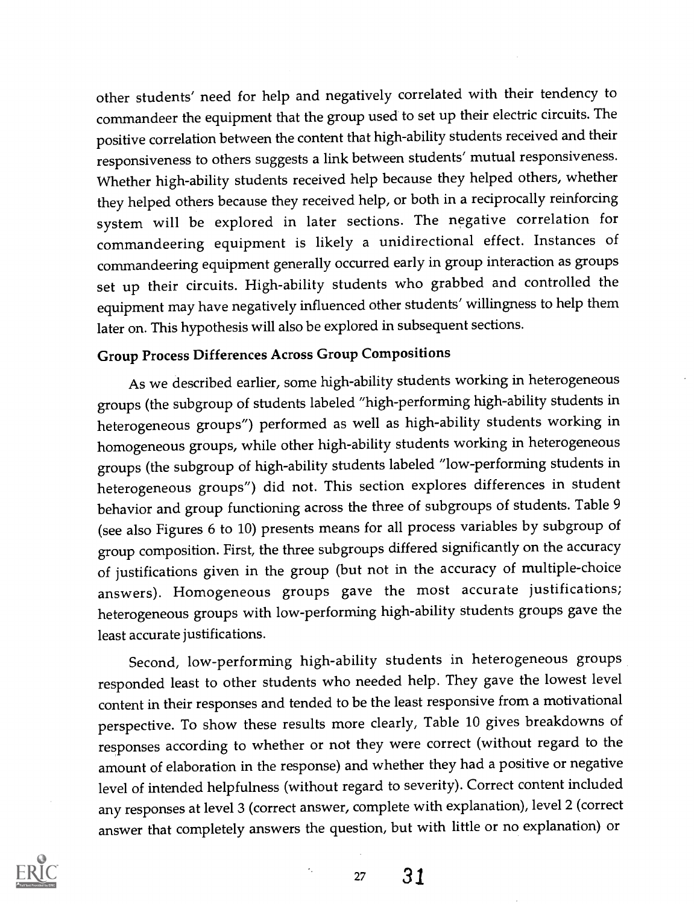other students' need for help and negatively correlated with their tendency to commandeer the equipment that the group used to set up their electric circuits. The positive correlation between the content that high-ability students received and their responsiveness to others suggests a link between students' mutual responsiveness. Whether high-ability students received help because they helped others, whether they helped others because they received help, or both in a reciprocally reinforcing system will be explored in later sections. The negative correlation for commandeering equipment is likely a unidirectional effect. Instances of commandeering equipment generally occurred early in group interaction as groups set up their circuits. High-ability students who grabbed and controlled the equipment may have negatively influenced other students' willingness to help them later on. This hypothesis will also be explored in subsequent sections.

### Group Process Differences Across Group Compositions

As we described earlier, some high-ability students working in heterogeneous groups (the subgroup of students labeled "high-performing high-ability students in heterogeneous groups") performed as well as high-ability students working in homogeneous groups, while other high-ability students working in heterogeneous groups (the subgroup of high-ability students labeled "low-performing students in heterogeneous groups") did not. This section explores differences in student behavior and group functioning across the three of subgroups of students. Table 9 (see also Figures 6 to 10) presents means for all process variables by subgroup of group composition. First, the three subgroups differed significantly on the accuracy of justifications given in the group (but not in the accuracy of multiple-choice answers). Homogeneous groups gave the most accurate justifications; heterogeneous groups with low-performing high-ability students groups gave the least accurate justifications.

Second, low-performing high-ability students in heterogeneous groups responded least to other students who needed help. They gave the lowest level content in their responses and tended to be the least responsive from a motivational perspective. To show these results more clearly, Table 10 gives breakdowns of responses according to whether or not they were correct (without regard to the amount of elaboration in the response) and whether they had a positive or negative level of intended helpfulness (without regard to severity). Correct content included any responses at level 3 (correct answer, complete with explanation), level 2 (correct answer that completely answers the question, but with little or no explanation) or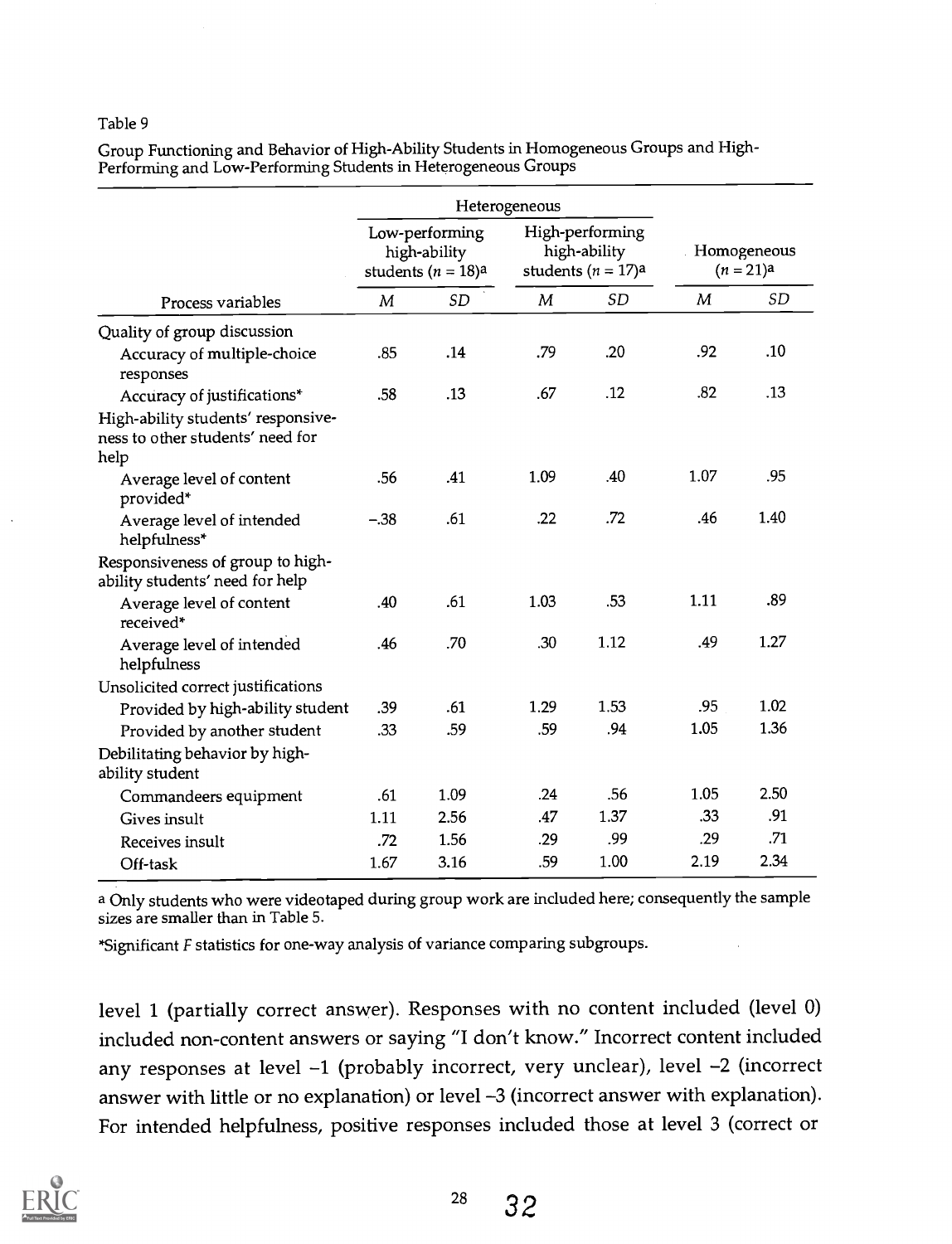Table 9

Group Functioning and Behavior of High-Ability Students in Homogeneous Groups and High-Performing and Low-Performing Students in Heterogeneous Groups

| | Heterogeneous | | | | | |
|---|---|---|---|---|---|---|
| | Low-performing high-ability students ($n$ = 18)[a] | | High-performing high-ability students ($n$ = 17)[a] | | Homogeneous ($n$ = 21)[a] | |
| Process variables | *M* | *SD* | *M* | *SD* | *M* | *SD* |
| Quality of group discussion | | | | | | |
| Accuracy of multiple-choice responses | .85 | .14 | .79 | .20 | .92 | .10 |
| Accuracy of justifications* | .58 | .13 | .67 | .12 | .82 | .13 |
| High-ability students' responsiveness to other students' need for help | | | | | | |
| Average level of content provided* | .56 | .41 | 1.09 | .40 | 1.07 | .95 |
| Average level of intended helpfulness* | −.38 | .61 | .22 | .72 | .46 | 1.40 |
| Responsiveness of group to high-ability students' need for help | | | | | | |
| Average level of content received* | .40 | .61 | 1.03 | .53 | 1.11 | .89 |
| Average level of intended helpfulness | .46 | .70 | .30 | 1.12 | .49 | 1.27 |
| Unsolicited correct justifications | | | | | | |
| Provided by high-ability student | .39 | .61 | 1.29 | 1.53 | .95 | 1.02 |
| Provided by another student | .33 | .59 | .59 | .94 | 1.05 | 1.36 |
| Debilitating behavior by high-ability student | | | | | | |
| Commandeers equipment | .61 | 1.09 | .24 | .56 | 1.05 | 2.50 |
| Gives insult | 1.11 | 2.56 | .47 | 1.37 | .33 | .91 |
| Receives insult | .72 | 1.56 | .29 | .99 | .29 | .71 |
| Off-task | 1.67 | 3.16 | .59 | 1.00 | 2.19 | 2.34 |

[a] Only students who were videotaped during group work are included here; consequently the sample sizes are smaller than in Table 5.

*Significant *F* statistics for one-way analysis of variance comparing subgroups.

level 1 (partially correct answer). Responses with no content included (level 0) included non-content answers or saying "I don't know." Incorrect content included any responses at level −1 (probably incorrect, very unclear), level −2 (incorrect answer with little or no explanation) or level −3 (incorrect answer with explanation). For intended helpfulness, positive responses included those at level 3 (correct or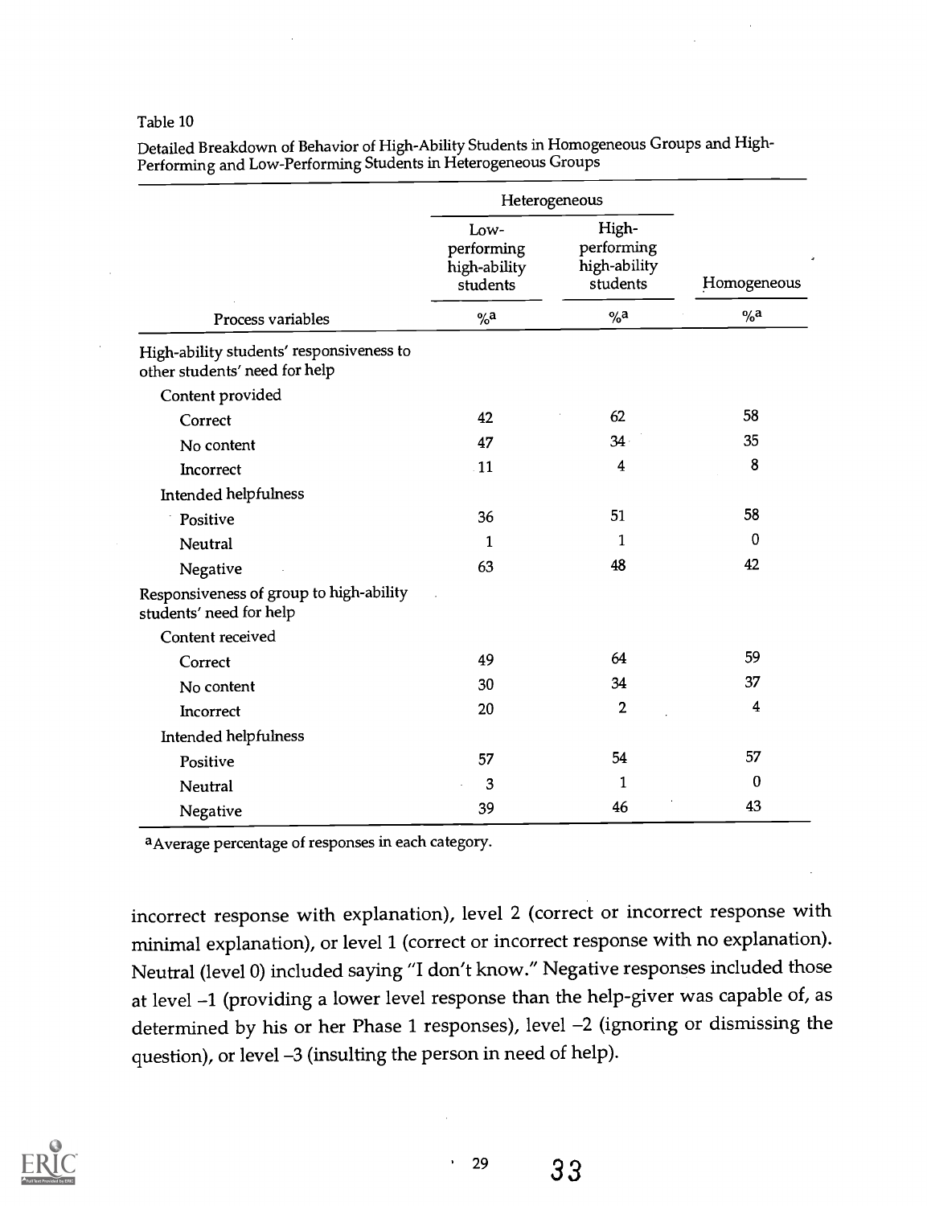Table 10

Detailed Breakdown of Behavior of High-Ability Students in Homogeneous Groups and High-Performing and Low-Performing Students in Heterogeneous Groups

| | Heterogeneous | | |
|---|---|---|---|
| | Low-performing high-ability students | High-performing high-ability students | Homogeneous |
| Process variables | %[a] | %[a] | %[a] |
| High-ability students' responsiveness to other students' need for help | | | |
| Content provided | | | |
| Correct | 42 | 62 | 58 |
| No content | 47 | 34 | 35 |
| Incorrect | 11 | 4 | 8 |
| Intended helpfulness | | | |
| Positive | 36 | 51 | 58 |
| Neutral | 1 | 1 | 0 |
| Negative | 63 | 48 | 42 |
| Responsiveness of group to high-ability students' need for help | | | |
| Content received | | | |
| Correct | 49 | 64 | 59 |
| No content | 30 | 34 | 37 |
| Incorrect | 20 | 2 | 4 |
| Intended helpfulness | | | |
| Positive | 57 | 54 | 57 |
| Neutral | 3 | 1 | 0 |
| Negative | 39 | 46 | 43 |

[a]Average percentage of responses in each category.

incorrect response with explanation), level 2 (correct or incorrect response with minimal explanation), or level 1 (correct or incorrect response with no explanation). Neutral (level 0) included saying "I don't know." Negative responses included those at level –1 (providing a lower level response than the help-giver was capable of, as determined by his or her Phase 1 responses), level –2 (ignoring or dismissing the question), or level –3 (insulting the person in need of help).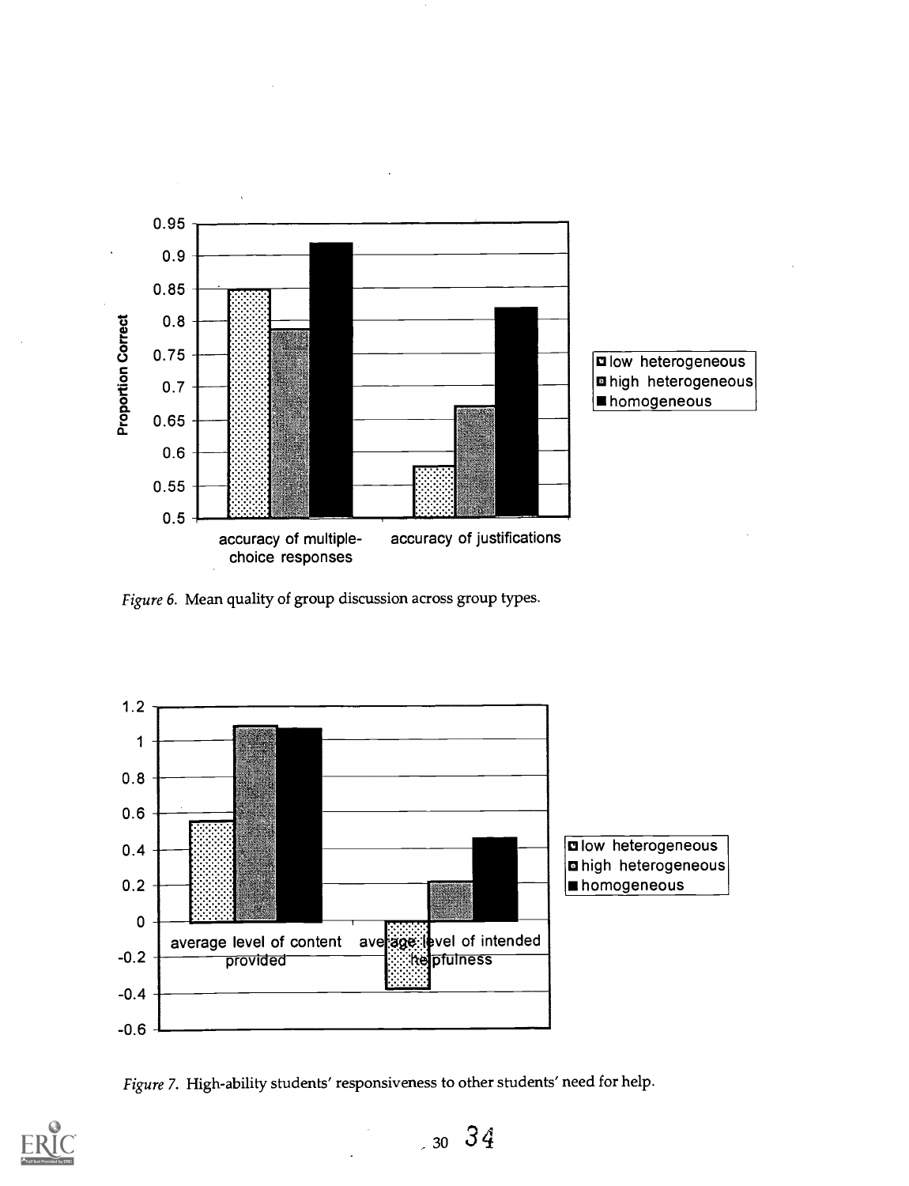Figure 6. Mean quality of group discussion across group types.

Figure 7. High-ability students' responsiveness to other students' need for help.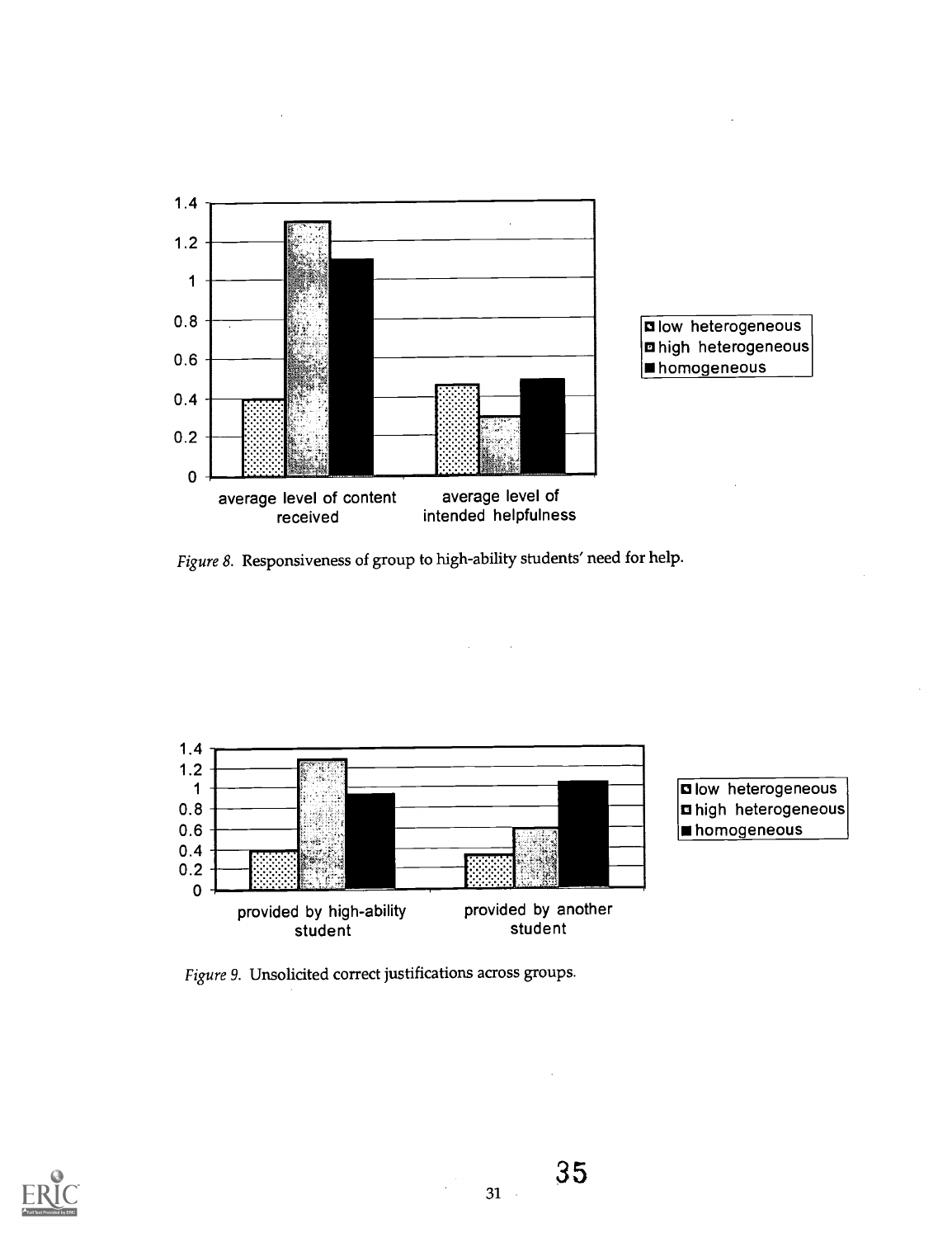Figure 8. Responsiveness of group to high-ability students' need for help.

Figure 9. Unsolicited correct justifications across groups.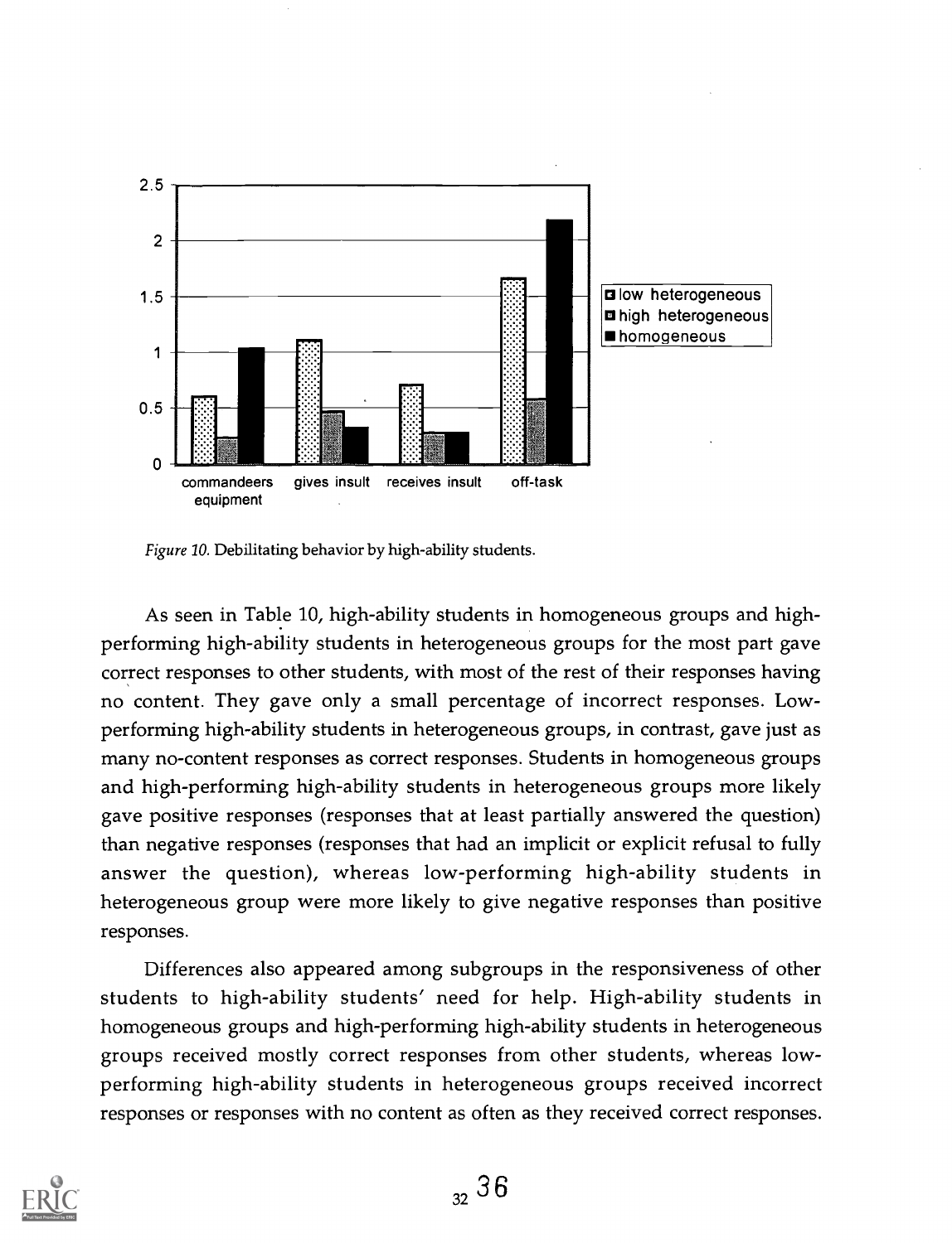*Figure 10.* Debilitating behavior by high-ability students.

As seen in Table 10, high-ability students in homogeneous groups and high-performing high-ability students in heterogeneous groups for the most part gave correct responses to other students, with most of the rest of their responses having no content. They gave only a small percentage of incorrect responses. Low-performing high-ability students in heterogeneous groups, in contrast, gave just as many no-content responses as correct responses. Students in homogeneous groups and high-performing high-ability students in heterogeneous groups more likely gave positive responses (responses that at least partially answered the question) than negative responses (responses that had an implicit or explicit refusal to fully answer the question), whereas low-performing high-ability students in heterogeneous group were more likely to give negative responses than positive responses.

Differences also appeared among subgroups in the responsiveness of other students to high-ability students' need for help. High-ability students in homogeneous groups and high-performing high-ability students in heterogeneous groups received mostly correct responses from other students, whereas low-performing high-ability students in heterogeneous groups received incorrect responses or responses with no content as often as they received correct responses.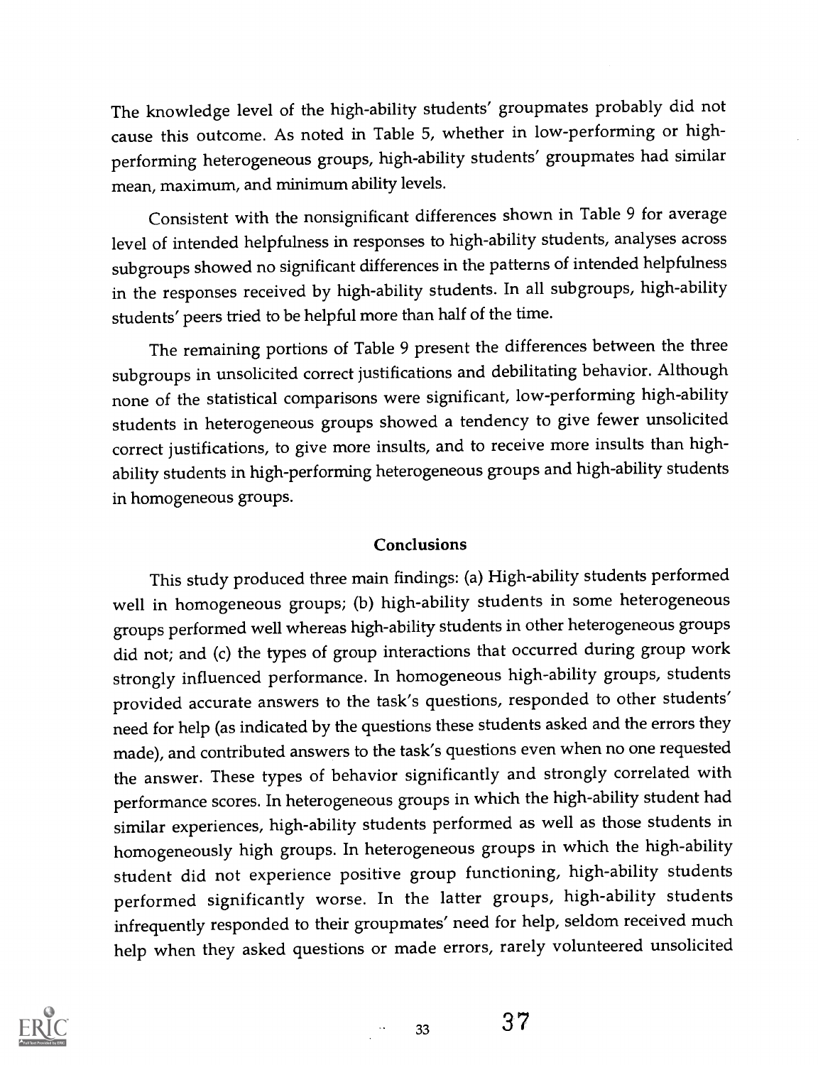The knowledge level of the high-ability students' groupmates probably did not cause this outcome. As noted in Table 5, whether in low-performing or high-performing heterogeneous groups, high-ability students' groupmates had similar mean, maximum, and minimum ability levels.

Consistent with the nonsignificant differences shown in Table 9 for average level of intended helpfulness in responses to high-ability students, analyses across subgroups showed no significant differences in the patterns of intended helpfulness in the responses received by high-ability students. In all subgroups, high-ability students' peers tried to be helpful more than half of the time.

The remaining portions of Table 9 present the differences between the three subgroups in unsolicited correct justifications and debilitating behavior. Although none of the statistical comparisons were significant, low-performing high-ability students in heterogeneous groups showed a tendency to give fewer unsolicited correct justifications, to give more insults, and to receive more insults than high-ability students in high-performing heterogeneous groups and high-ability students in homogeneous groups.

## Conclusions

This study produced three main findings: (a) High-ability students performed well in homogeneous groups; (b) high-ability students in some heterogeneous groups performed well whereas high-ability students in other heterogeneous groups did not; and (c) the types of group interactions that occurred during group work strongly influenced performance. In homogeneous high-ability groups, students provided accurate answers to the task's questions, responded to other students' need for help (as indicated by the questions these students asked and the errors they made), and contributed answers to the task's questions even when no one requested the answer. These types of behavior significantly and strongly correlated with performance scores. In heterogeneous groups in which the high-ability student had similar experiences, high-ability students performed as well as those students in homogeneously high groups. In heterogeneous groups in which the high-ability student did not experience positive group functioning, high-ability students performed significantly worse. In the latter groups, high-ability students infrequently responded to their groupmates' need for help, seldom received much help when they asked questions or made errors, rarely volunteered unsolicited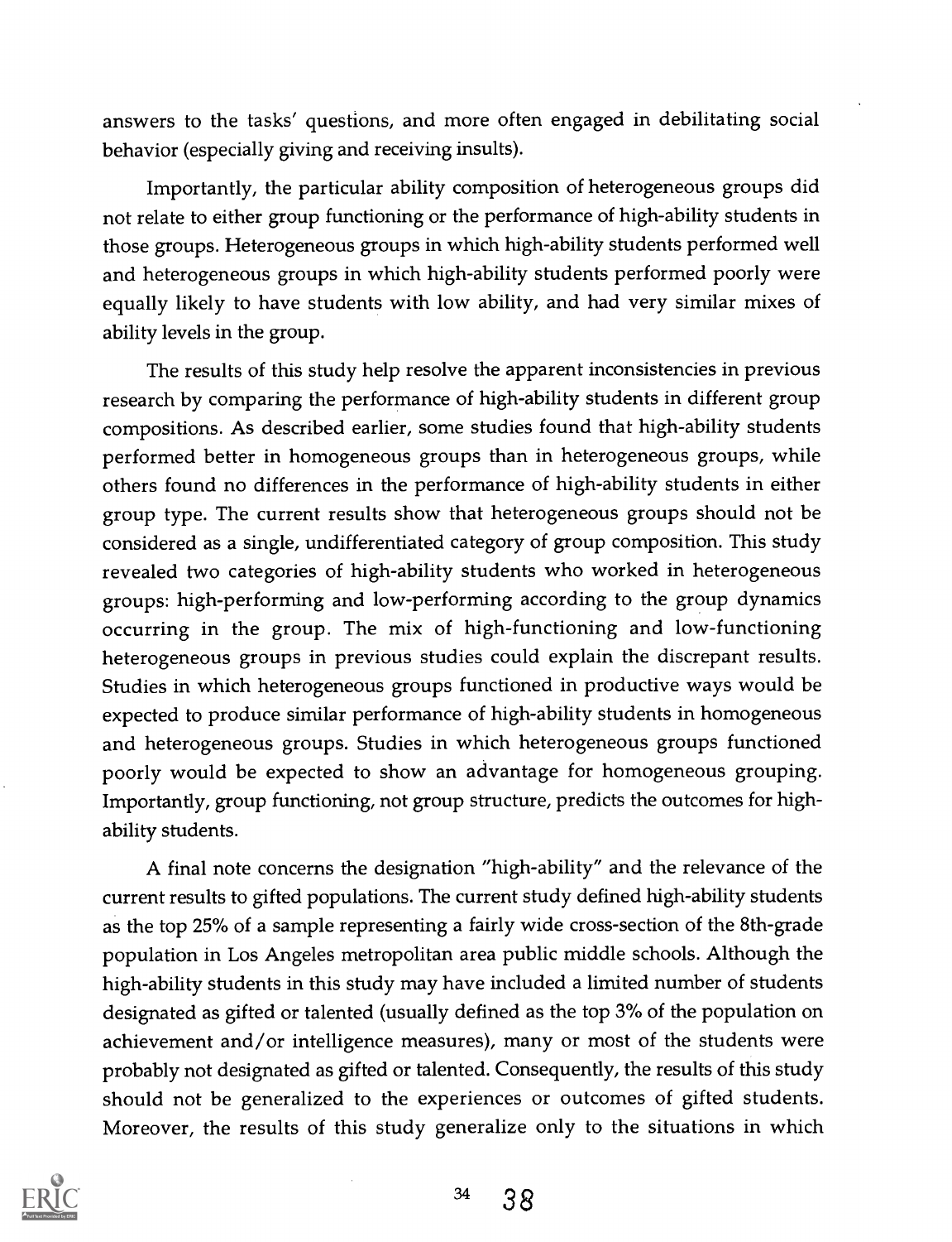answers to the tasks' questions, and more often engaged in debilitating social behavior (especially giving and receiving insults).

Importantly, the particular ability composition of heterogeneous groups did not relate to either group functioning or the performance of high-ability students in those groups. Heterogeneous groups in which high-ability students performed well and heterogeneous groups in which high-ability students performed poorly were equally likely to have students with low ability, and had very similar mixes of ability levels in the group.

The results of this study help resolve the apparent inconsistencies in previous research by comparing the performance of high-ability students in different group compositions. As described earlier, some studies found that high-ability students performed better in homogeneous groups than in heterogeneous groups, while others found no differences in the performance of high-ability students in either group type. The current results show that heterogeneous groups should not be considered as a single, undifferentiated category of group composition. This study revealed two categories of high-ability students who worked in heterogeneous groups: high-performing and low-performing according to the group dynamics occurring in the group. The mix of high-functioning and low-functioning heterogeneous groups in previous studies could explain the discrepant results. Studies in which heterogeneous groups functioned in productive ways would be expected to produce similar performance of high-ability students in homogeneous and heterogeneous groups. Studies in which heterogeneous groups functioned poorly would be expected to show an advantage for homogeneous grouping. Importantly, group functioning, not group structure, predicts the outcomes for high-ability students.

A final note concerns the designation "high-ability" and the relevance of the current results to gifted populations. The current study defined high-ability students as the top 25% of a sample representing a fairly wide cross-section of the 8th-grade population in Los Angeles metropolitan area public middle schools. Although the high-ability students in this study may have included a limited number of students designated as gifted or talented (usually defined as the top 3% of the population on achievement and/or intelligence measures), many or most of the students were probably not designated as gifted or talented. Consequently, the results of this study should not be generalized to the experiences or outcomes of gifted students. Moreover, the results of this study generalize only to the situations in which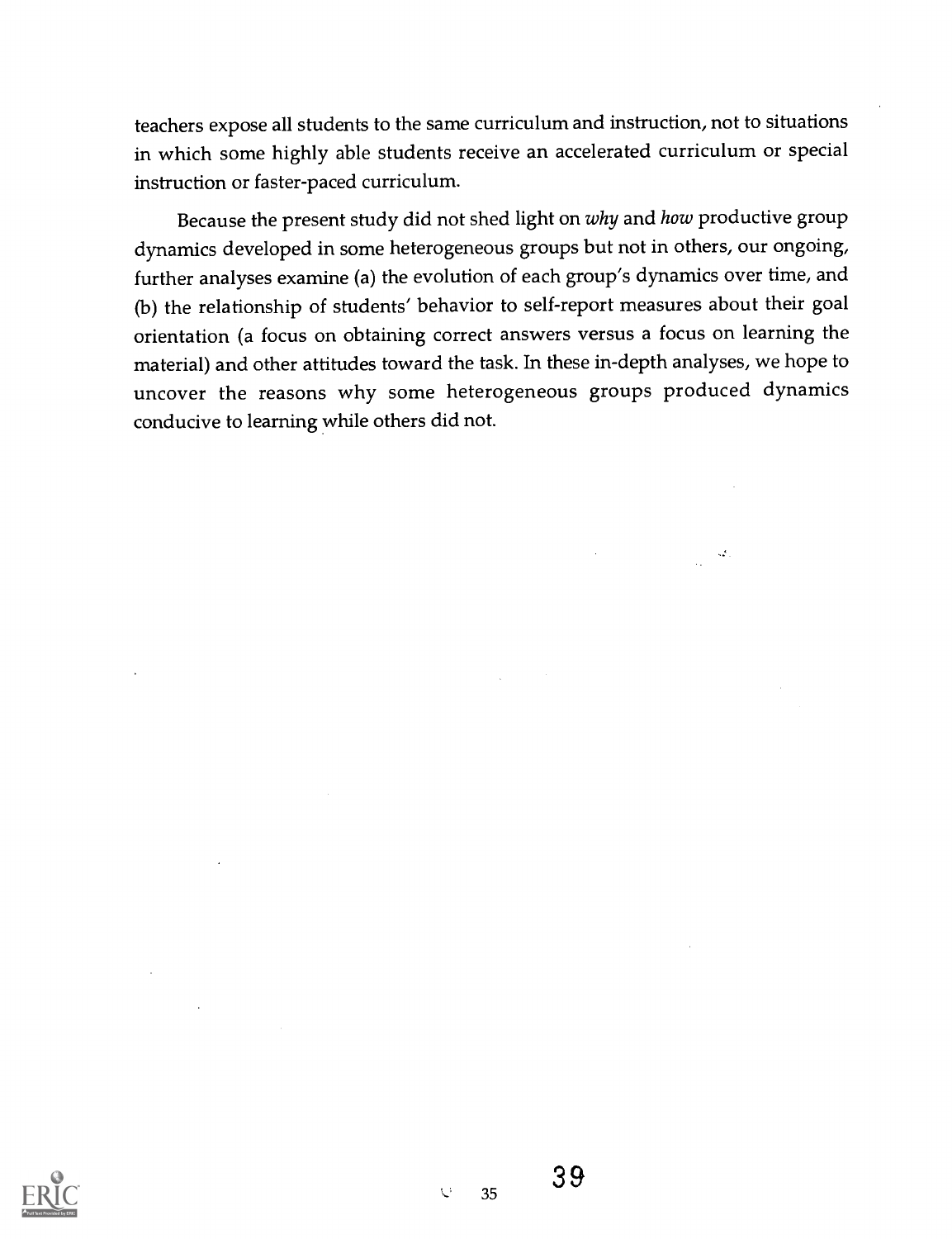teachers expose all students to the same curriculum and instruction, not to situations in which some highly able students receive an accelerated curriculum or special instruction or faster-paced curriculum.

Because the present study did not shed light on *why* and *how* productive group dynamics developed in some heterogeneous groups but not in others, our ongoing, further analyses examine (a) the evolution of each group's dynamics over time, and (b) the relationship of students' behavior to self-report measures about their goal orientation (a focus on obtaining correct answers versus a focus on learning the material) and other attitudes toward the task. In these in-depth analyses, we hope to uncover the reasons why some heterogeneous groups produced dynamics conducive to learning while others did not.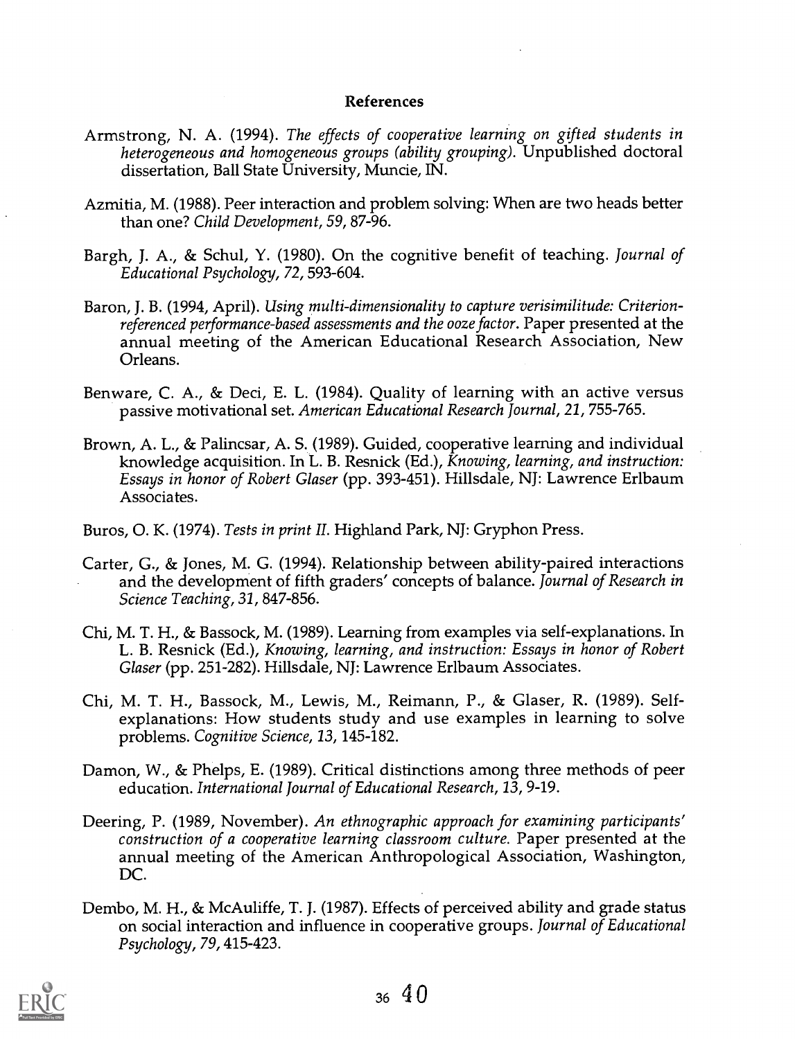## References

Armstrong, N. A. (1994). *The effects of cooperative learning on gifted students in heterogeneous and homogeneous groups (ability grouping)*. Unpublished doctoral dissertation, Ball State University, Muncie, IN.

Azmitia, M. (1988). Peer interaction and problem solving: When are two heads better than one? *Child Development, 59*, 87-96.

Bargh, J. A., & Schul, Y. (1980). On the cognitive benefit of teaching. *Journal of Educational Psychology, 72*, 593-604.

Baron, J. B. (1994, April). *Using multi-dimensionality to capture verisimilitude: Criterion-referenced performance-based assessments and the ooze factor*. Paper presented at the annual meeting of the American Educational Research Association, New Orleans.

Benware, C. A., & Deci, E. L. (1984). Quality of learning with an active versus passive motivational set. *American Educational Research Journal, 21*, 755-765.

Brown, A. L., & Palincsar, A. S. (1989). Guided, cooperative learning and individual knowledge acquisition. In L. B. Resnick (Ed.), *Knowing, learning, and instruction: Essays in honor of Robert Glaser* (pp. 393-451). Hillsdale, NJ: Lawrence Erlbaum Associates.

Buros, O. K. (1974). *Tests in print II*. Highland Park, NJ: Gryphon Press.

Carter, G., & Jones, M. G. (1994). Relationship between ability-paired interactions and the development of fifth graders' concepts of balance. *Journal of Research in Science Teaching, 31*, 847-856.

Chi, M. T. H., & Bassock, M. (1989). Learning from examples via self-explanations. In L. B. Resnick (Ed.), *Knowing, learning, and instruction: Essays in honor of Robert Glaser* (pp. 251-282). Hillsdale, NJ: Lawrence Erlbaum Associates.

Chi, M. T. H., Bassock, M., Lewis, M., Reimann, P., & Glaser, R. (1989). Self-explanations: How students study and use examples in learning to solve problems. *Cognitive Science, 13*, 145-182.

Damon, W., & Phelps, E. (1989). Critical distinctions among three methods of peer education. *International Journal of Educational Research, 13*, 9-19.

Deering, P. (1989, November). *An ethnographic approach for examining participants' construction of a cooperative learning classroom culture*. Paper presented at the annual meeting of the American Anthropological Association, Washington, DC.

Dembo, M. H., & McAuliffe, T. J. (1987). Effects of perceived ability and grade status on social interaction and influence in cooperative groups. *Journal of Educational Psychology, 79*, 415-423.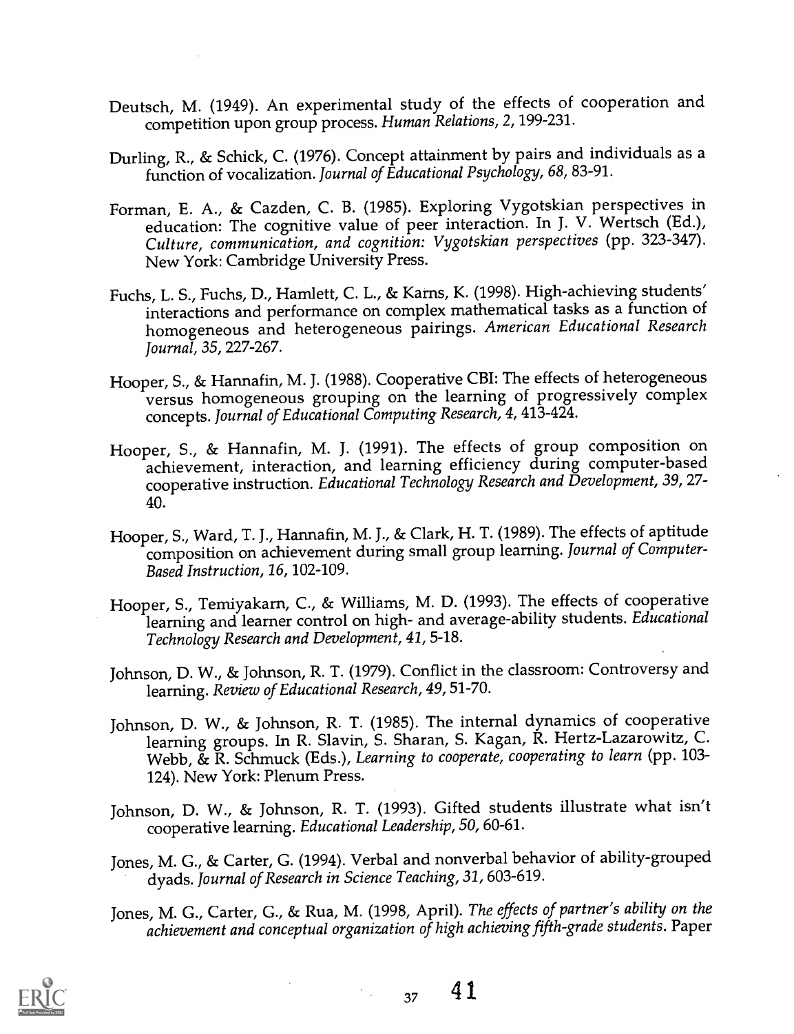Deutsch, M. (1949). An experimental study of the effects of cooperation and competition upon group process. *Human Relations, 2*, 199-231.

Durling, R., & Schick, C. (1976). Concept attainment by pairs and individuals as a function of vocalization. *Journal of Educational Psychology, 68*, 83-91.

Forman, E. A., & Cazden, C. B. (1985). Exploring Vygotskian perspectives in education: The cognitive value of peer interaction. In J. V. Wertsch (Ed.), *Culture, communication, and cognition: Vygotskian perspectives* (pp. 323-347). New York: Cambridge University Press.

Fuchs, L. S., Fuchs, D., Hamlett, C. L., & Karns, K. (1998). High-achieving students' interactions and performance on complex mathematical tasks as a function of homogeneous and heterogeneous pairings. *American Educational Research Journal, 35*, 227-267.

Hooper, S., & Hannafin, M. J. (1988). Cooperative CBI: The effects of heterogeneous versus homogeneous grouping on the learning of progressively complex concepts. *Journal of Educational Computing Research, 4*, 413-424.

Hooper, S., & Hannafin, M. J. (1991). The effects of group composition on achievement, interaction, and learning efficiency during computer-based cooperative instruction. *Educational Technology Research and Development, 39*, 27-40.

Hooper, S., Ward, T. J., Hannafin, M. J., & Clark, H. T. (1989). The effects of aptitude composition on achievement during small group learning. *Journal of Computer-Based Instruction, 16*, 102-109.

Hooper, S., Temiyakarn, C., & Williams, M. D. (1993). The effects of cooperative learning and learner control on high- and average-ability students. *Educational Technology Research and Development, 41*, 5-18.

Johnson, D. W., & Johnson, R. T. (1979). Conflict in the classroom: Controversy and learning. *Review of Educational Research, 49*, 51-70.

Johnson, D. W., & Johnson, R. T. (1985). The internal dynamics of cooperative learning groups. In R. Slavin, S. Sharan, S. Kagan, R. Hertz-Lazarowitz, C. Webb, & R. Schmuck (Eds.), *Learning to cooperate, cooperating to learn* (pp. 103-124). New York: Plenum Press.

Johnson, D. W., & Johnson, R. T. (1993). Gifted students illustrate what isn't cooperative learning. *Educational Leadership, 50*, 60-61.

Jones, M. G., & Carter, G. (1994). Verbal and nonverbal behavior of ability-grouped dyads. *Journal of Research in Science Teaching, 31*, 603-619.

Jones, M. G., Carter, G., & Rua, M. (1998, April). *The effects of partner's ability on the achievement and conceptual organization of high achieving fifth-grade students.* Paper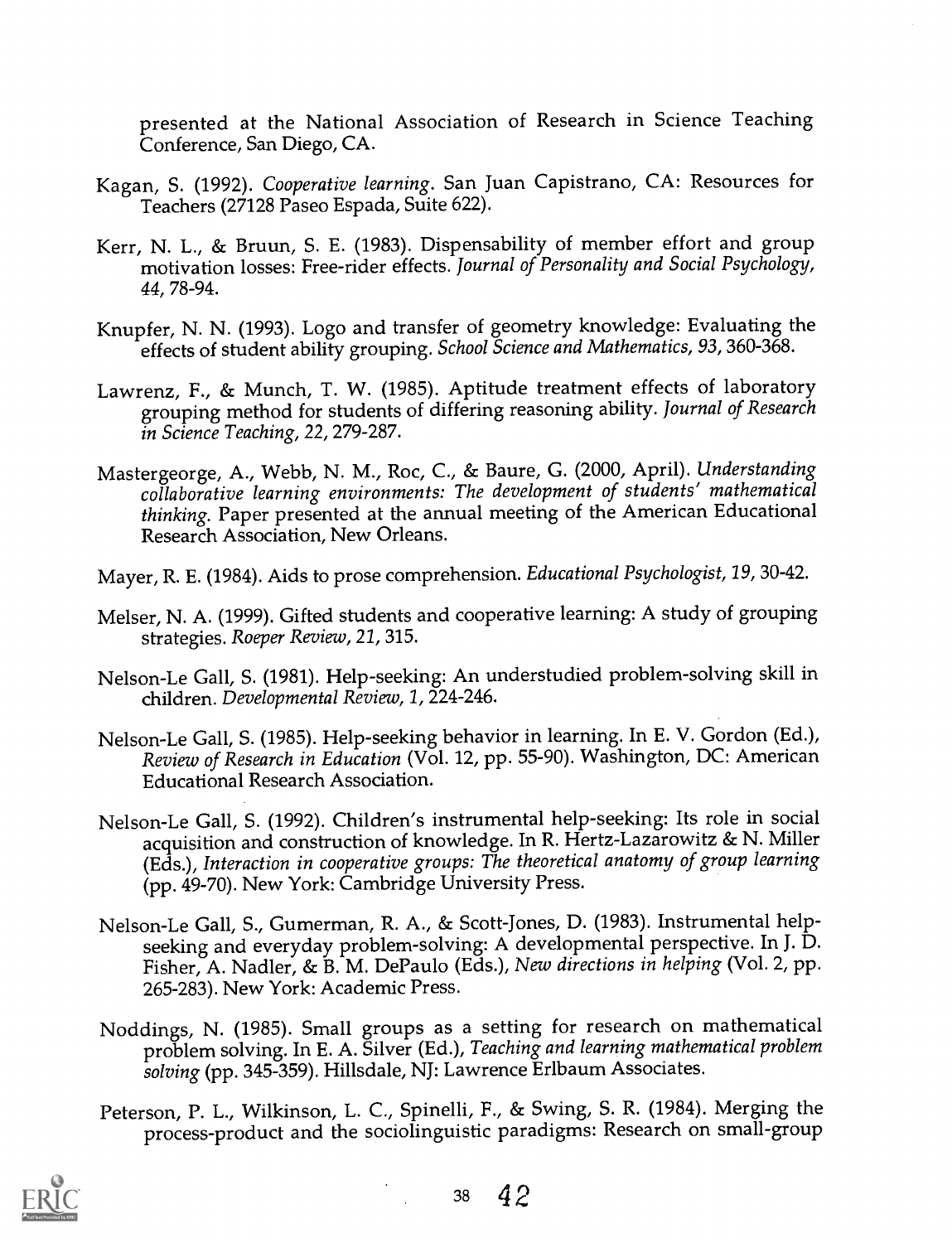presented at the National Association of Research in Science Teaching Conference, San Diego, CA.

Kagan, S. (1992). *Cooperative learning*. San Juan Capistrano, CA: Resources for Teachers (27128 Paseo Espada, Suite 622).

Kerr, N. L., & Bruun, S. E. (1983). Dispensability of member effort and group motivation losses: Free-rider effects. *Journal of Personality and Social Psychology, 44*, 78-94.

Knupfer, N. N. (1993). Logo and transfer of geometry knowledge: Evaluating the effects of student ability grouping. *School Science and Mathematics, 93*, 360-368.

Lawrenz, F., & Munch, T. W. (1985). Aptitude treatment effects of laboratory grouping method for students of differing reasoning ability. *Journal of Research in Science Teaching, 22*, 279-287.

Mastergeorge, A., Webb, N. M., Roc, C., & Baure, G. (2000, April). *Understanding collaborative learning environments: The development of students' mathematical thinking.* Paper presented at the annual meeting of the American Educational Research Association, New Orleans.

Mayer, R. E. (1984). Aids to prose comprehension. *Educational Psychologist, 19*, 30-42.

Melser, N. A. (1999). Gifted students and cooperative learning: A study of grouping strategies. *Roeper Review, 21*, 315.

Nelson-Le Gall, S. (1981). Help-seeking: An understudied problem-solving skill in children. *Developmental Review, 1*, 224-246.

Nelson-Le Gall, S. (1985). Help-seeking behavior in learning. In E. V. Gordon (Ed.), *Review of Research in Education* (Vol. 12, pp. 55-90). Washington, DC: American Educational Research Association.

Nelson-Le Gall, S. (1992). Children's instrumental help-seeking: Its role in social acquisition and construction of knowledge. In R. Hertz-Lazarowitz & N. Miller (Eds.), *Interaction in cooperative groups: The theoretical anatomy of group learning* (pp. 49-70). New York: Cambridge University Press.

Nelson-Le Gall, S., Gumerman, R. A., & Scott-Jones, D. (1983). Instrumental help-seeking and everyday problem-solving: A developmental perspective. In J. D. Fisher, A. Nadler, & B. M. DePaulo (Eds.), *New directions in helping* (Vol. 2, pp. 265-283). New York: Academic Press.

Noddings, N. (1985). Small groups as a setting for research on mathematical problem solving. In E. A. Silver (Ed.), *Teaching and learning mathematical problem solving* (pp. 345-359). Hillsdale, NJ: Lawrence Erlbaum Associates.

Peterson, P. L., Wilkinson, L. C., Spinelli, F., & Swing, S. R. (1984). Merging the process-product and the sociolinguistic paradigms: Research on small-group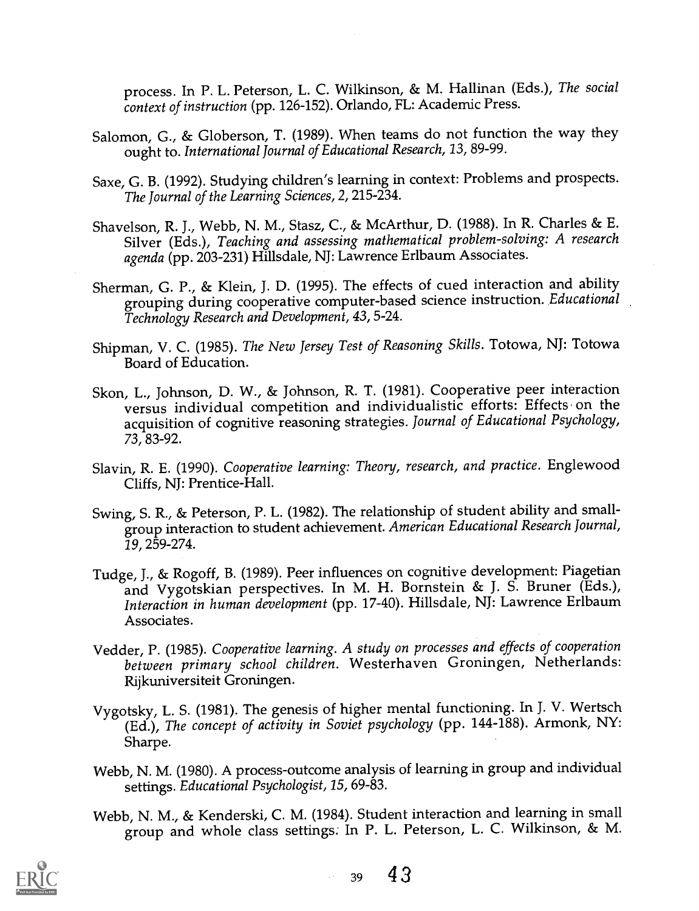process. In P. L. Peterson, L. C. Wilkinson, & M. Hallinan (Eds.), *The social context of instruction* (pp. 126-152). Orlando, FL: Academic Press.

Salomon, G., & Globerson, T. (1989). When teams do not function the way they ought to. *International Journal of Educational Research, 13*, 89-99.

Saxe, G. B. (1992). Studying children's learning in context: Problems and prospects. *The Journal of the Learning Sciences, 2*, 215-234.

Shavelson, R. J., Webb, N. M., Stasz, C., & McArthur, D. (1988). In R. Charles & E. Silver (Eds.), *Teaching and assessing mathematical problem-solving: A research agenda* (pp. 203-231) Hillsdale, NJ: Lawrence Erlbaum Associates.

Sherman, G. P., & Klein, J. D. (1995). The effects of cued interaction and ability grouping during cooperative computer-based science instruction. *Educational Technology Research and Development, 43*, 5-24.

Shipman, V. C. (1985). *The New Jersey Test of Reasoning Skills*. Totowa, NJ: Totowa Board of Education.

Skon, L., Johnson, D. W., & Johnson, R. T. (1981). Cooperative peer interaction versus individual competition and individualistic efforts: Effects on the acquisition of cognitive reasoning strategies. *Journal of Educational Psychology, 73*, 83-92.

Slavin, R. E. (1990). *Cooperative learning: Theory, research, and practice*. Englewood Cliffs, NJ: Prentice-Hall.

Swing, S. R., & Peterson, P. L. (1982). The relationship of student ability and small-group interaction to student achievement. *American Educational Research Journal, 19*, 259-274.

Tudge, J., & Rogoff, B. (1989). Peer influences on cognitive development: Piagetian and Vygotskian perspectives. In M. H. Bornstein & J. S. Bruner (Eds.), *Interaction in human development* (pp. 17-40). Hillsdale, NJ: Lawrence Erlbaum Associates.

Vedder, P. (1985). *Cooperative learning. A study on processes and effects of cooperation between primary school children*. Westerhaven Groningen, Netherlands: Rijkuniversiteit Groningen.

Vygotsky, L. S. (1981). The genesis of higher mental functioning. In J. V. Wertsch (Ed.), *The concept of activity in Soviet psychology* (pp. 144-188). Armonk, NY: Sharpe.

Webb, N. M. (1980). A process-outcome analysis of learning in group and individual settings. *Educational Psychologist, 15*, 69-83.

Webb, N. M., & Kenderski, C. M. (1984). Student interaction and learning in small group and whole class settings. In P. L. Peterson, L. C. Wilkinson, & M.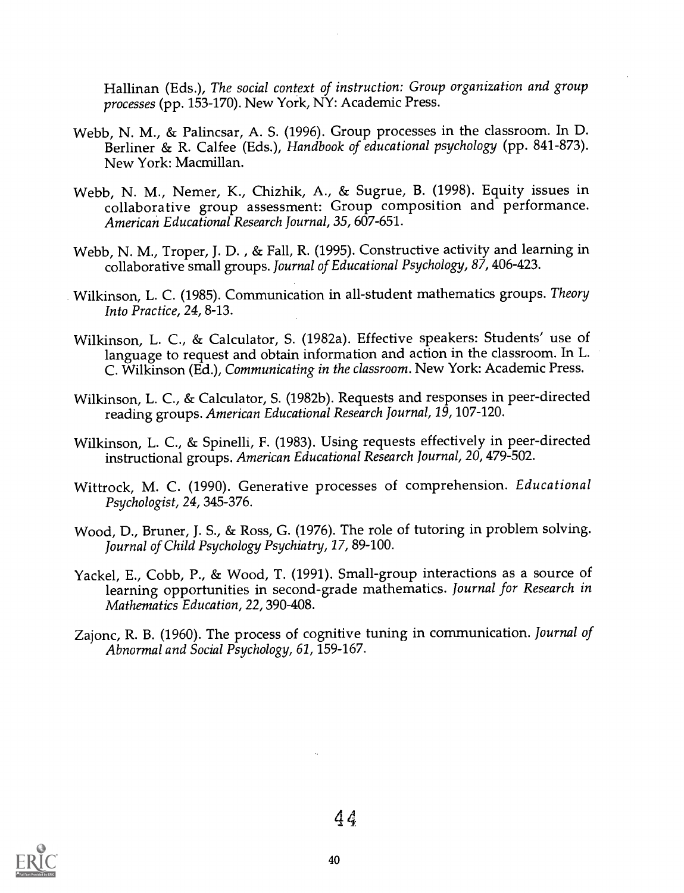Hallinan (Eds.), *The social context of instruction: Group organization and group processes* (pp. 153-170). New York, NY: Academic Press.

Webb, N. M., & Palincsar, A. S. (1996). Group processes in the classroom. In D. Berliner & R. Calfee (Eds.), *Handbook of educational psychology* (pp. 841-873). New York: Macmillan.

Webb, N. M., Nemer, K., Chizhik, A., & Sugrue, B. (1998). Equity issues in collaborative group assessment: Group composition and performance. *American Educational Research Journal, 35*, 607-651.

Webb, N. M., Troper, J. D. , & Fall, R. (1995). Constructive activity and learning in collaborative small groups. *Journal of Educational Psychology, 87*, 406-423.

Wilkinson, L. C. (1985). Communication in all-student mathematics groups. *Theory Into Practice, 24*, 8-13.

Wilkinson, L. C., & Calculator, S. (1982a). Effective speakers: Students' use of language to request and obtain information and action in the classroom. In L. C. Wilkinson (Ed.), *Communicating in the classroom*. New York: Academic Press.

Wilkinson, L. C., & Calculator, S. (1982b). Requests and responses in peer-directed reading groups. *American Educational Research Journal, 19*, 107-120.

Wilkinson, L. C., & Spinelli, F. (1983). Using requests effectively in peer-directed instructional groups. *American Educational Research Journal, 20*, 479-502.

Wittrock, M. C. (1990). Generative processes of comprehension. *Educational Psychologist, 24*, 345-376.

Wood, D., Bruner, J. S., & Ross, G. (1976). The role of tutoring in problem solving. *Journal of Child Psychology Psychiatry, 17*, 89-100.

Yackel, E., Cobb, P., & Wood, T. (1991). Small-group interactions as a source of learning opportunities in second-grade mathematics. *Journal for Research in Mathematics Education, 22*, 390-408.

Zajonc, R. B. (1960). The process of cognitive tuning in communication. *Journal of Abnormal and Social Psychology, 61*, 159-167.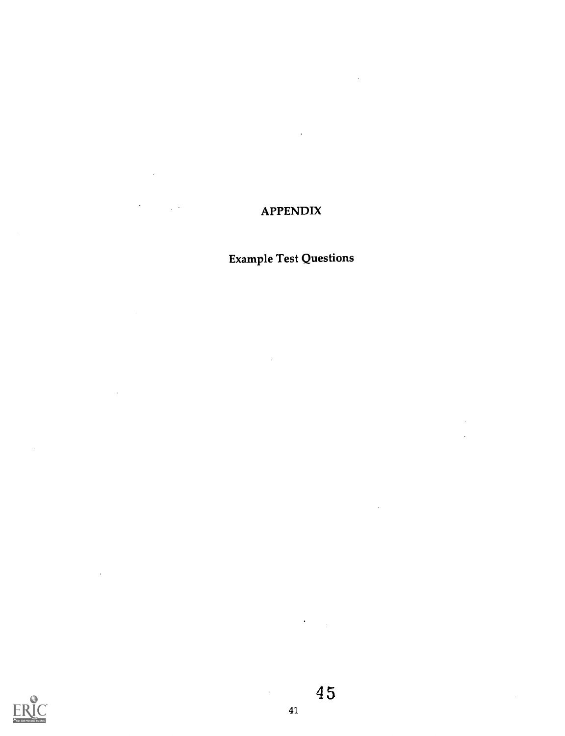# APPENDIX

## Example Test Questions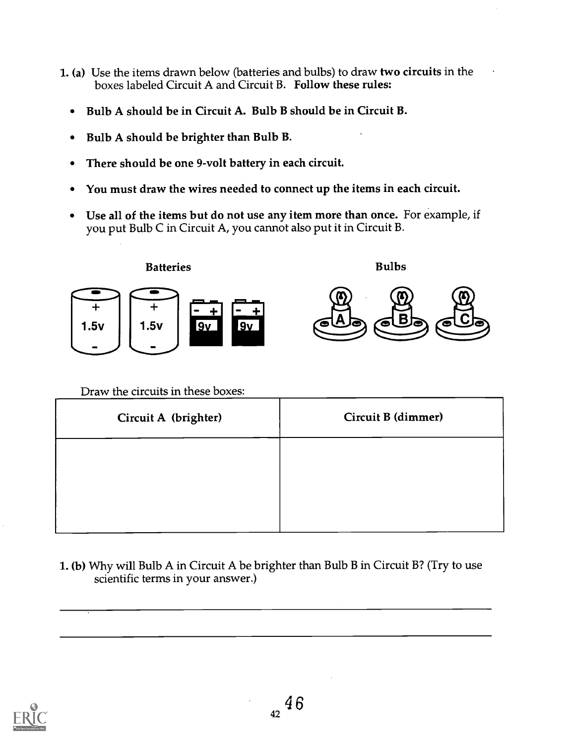1. (a) Use the items drawn below (batteries and bulbs) to draw **two circuits** in the boxes labeled Circuit A and Circuit B. **Follow these rules:**

- **Bulb A should be in Circuit A. Bulb B should be in Circuit B.**
- **Bulb A should be brighter than Bulb B.**
- **There should be one 9-volt battery in each circuit.**
- **You must draw the wires needed to connect up the items in each circuit.**
- **Use all of the items but do not use any item more than once.** For example, if you put Bulb C in Circuit A, you cannot also put it in Circuit B.

**Batteries** &nbsp;&nbsp;&nbsp;&nbsp;&nbsp;&nbsp;&nbsp;&nbsp; **Bulbs**

Draw the circuits in these boxes:

| **Circuit A (brighter)** | **Circuit B (dimmer)** |
|---|---|
| | |

1. (b) Why will Bulb A in Circuit A be brighter than Bulb B in Circuit B? (Try to use scientific terms in your answer.)

___________________________________________________________________________

___________________________________________________________________________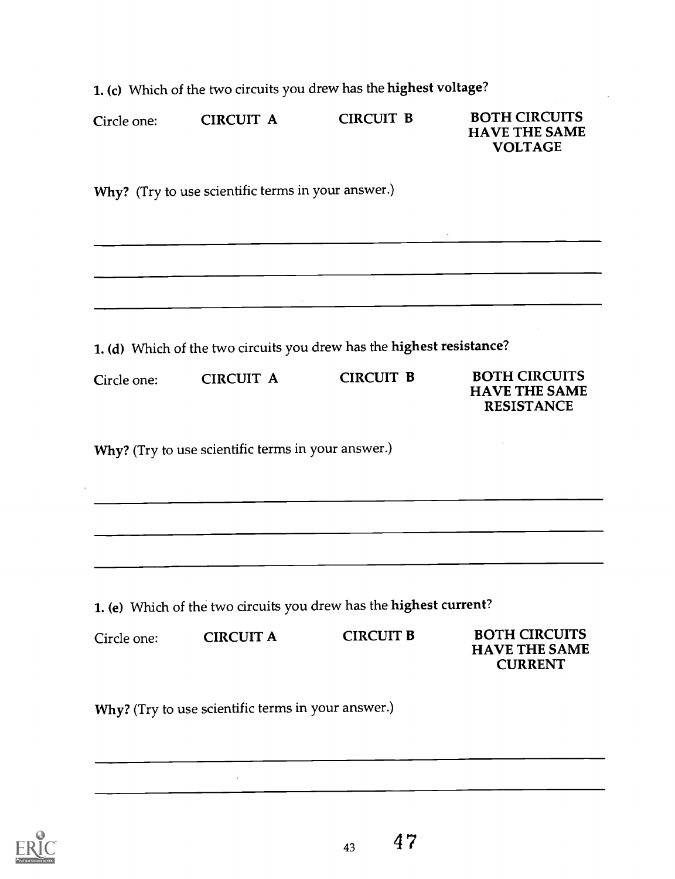**1. (c)** Which of the two circuits you drew has the **highest voltage**?

Circle one: **CIRCUIT A** **CIRCUIT B** **BOTH CIRCUITS HAVE THE SAME VOLTAGE**

**Why?** (Try to use scientific terms in your answer.)

______________________________________________________________________

______________________________________________________________________

______________________________________________________________________

**1. (d)** Which of the two circuits you drew has the **highest resistance**?

Circle one: **CIRCUIT A** **CIRCUIT B** **BOTH CIRCUITS HAVE THE SAME RESISTANCE**

**Why?** (Try to use scientific terms in your answer.)

______________________________________________________________________

______________________________________________________________________

______________________________________________________________________

**1. (e)** Which of the two circuits you drew has the **highest current**?

Circle one: **CIRCUIT A** **CIRCUIT B** **BOTH CIRCUITS HAVE THE SAME CURRENT**

**Why?** (Try to use scientific terms in your answer.)

______________________________________________________________________

______________________________________________________________________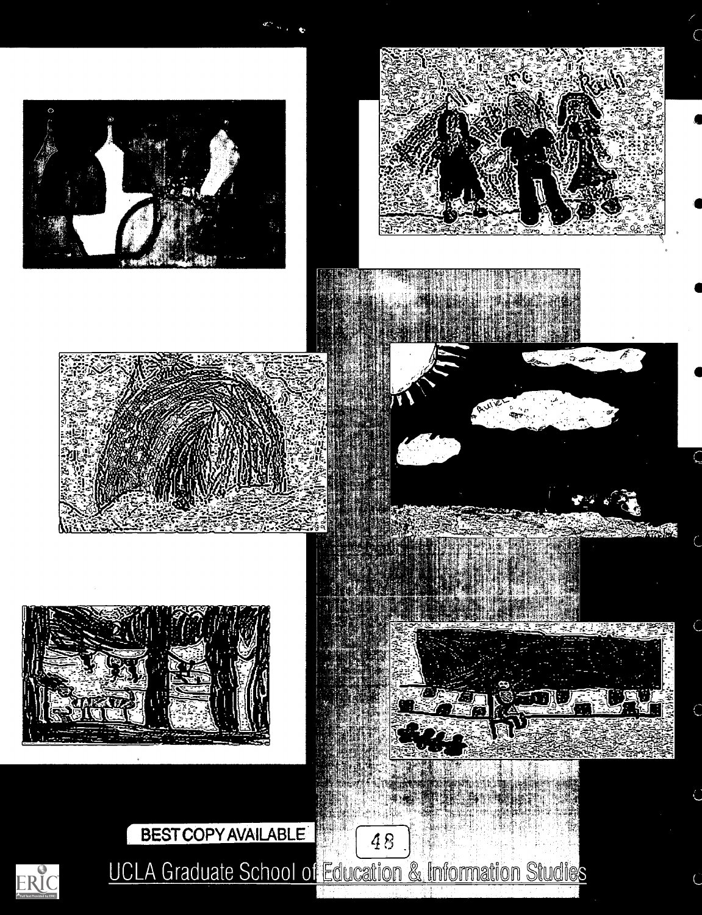BEST COPY AVAILABLE

UCLA Graduate School of Education & Information Studies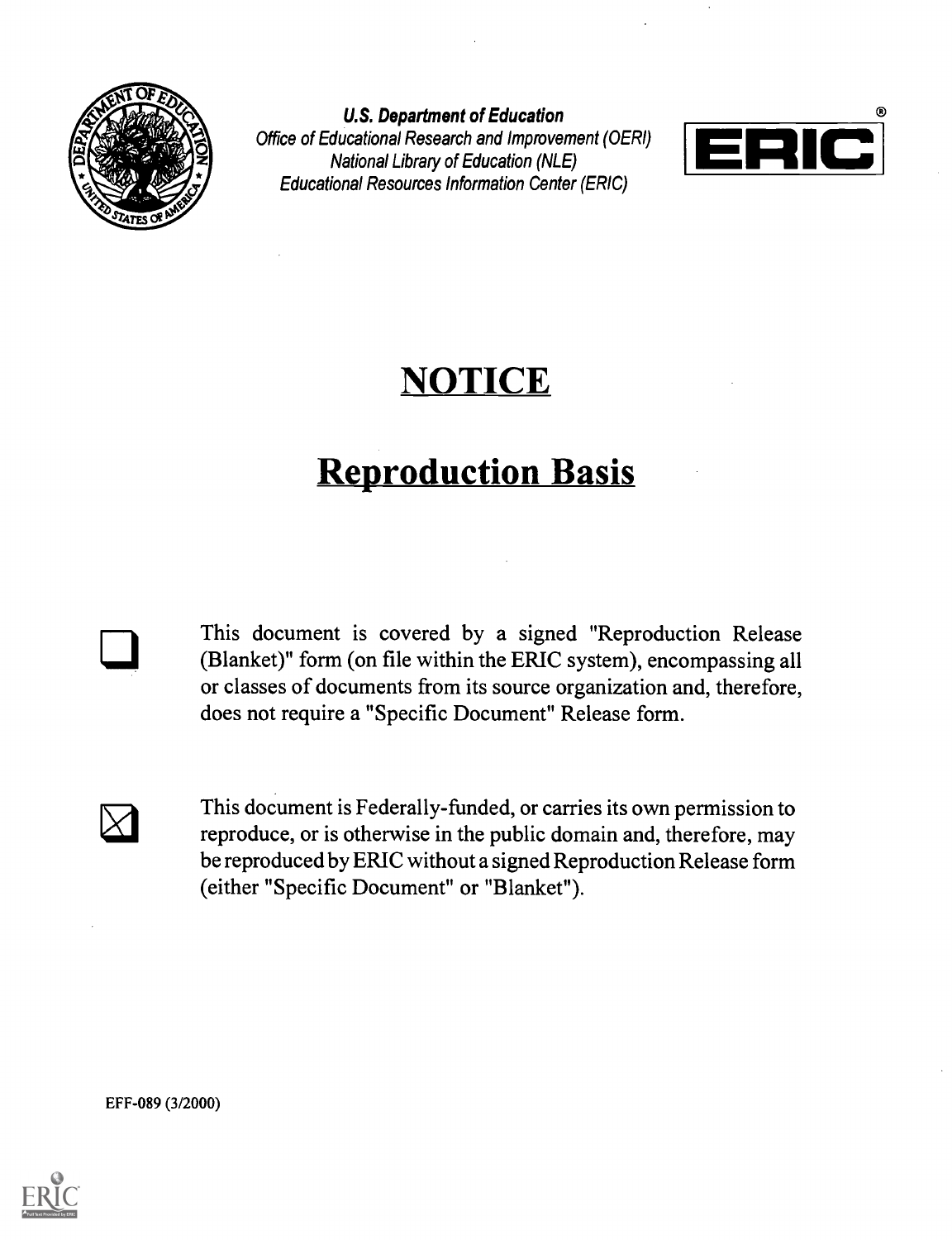**U.S. Department of Education**
*Office of Educational Research and Improvement (OERI)*
*National Library of Education (NLE)*
*Educational Resources Information Center (ERIC)*

ERIC®

# NOTICE

# Reproduction Basis

☐ This document is covered by a signed "Reproduction Release (Blanket)" form (on file within the ERIC system), encompassing all or classes of documents from its source organization and, therefore, does not require a "Specific Document" Release form.

☒ This document is Federally-funded, or carries its own permission to reproduce, or is otherwise in the public domain and, therefore, may be reproduced by ERIC without a signed Reproduction Release form (either "Specific Document" or "Blanket").

EFF-089 (3/2000)